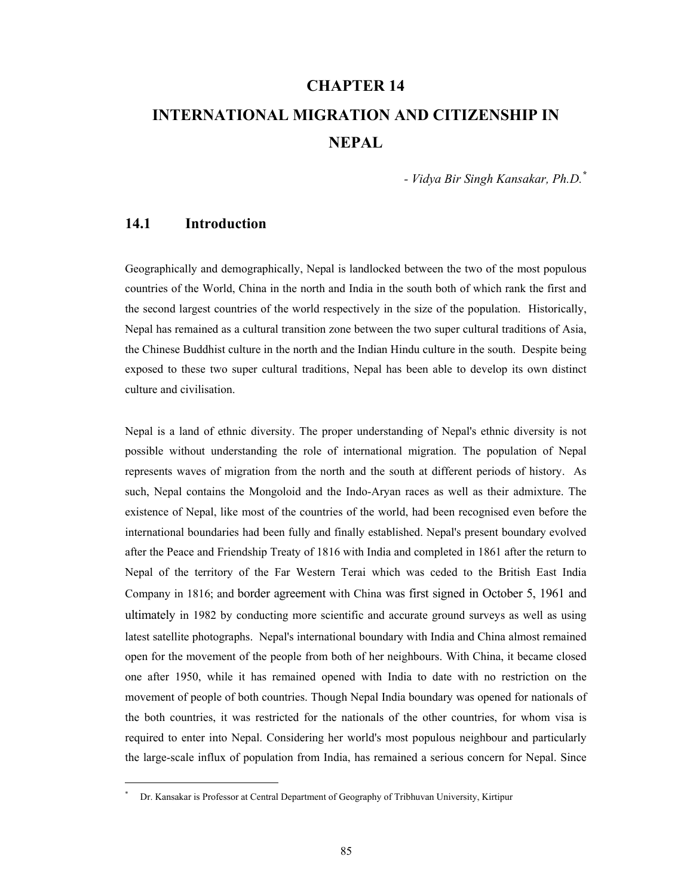# CHAPTER 14

# INTERNATIONAL MIGRATION AND CITIZENSHIP IN NEPAL

*- Vidya Bir Singh Kansakar, Ph.D.*[*]

## 14.1 Introduction

Geographically and demographically, Nepal is landlocked between the two of the most populous countries of the World, China in the north and India in the south both of which rank the first and the second largest countries of the world respectively in the size of the population. Historically, Nepal has remained as a cultural transition zone between the two super cultural traditions of Asia, the Chinese Buddhist culture in the north and the Indian Hindu culture in the south. Despite being exposed to these two super cultural traditions, Nepal has been able to develop its own distinct culture and civilisation.

Nepal is a land of ethnic diversity. The proper understanding of Nepal's ethnic diversity is not possible without understanding the role of international migration. The population of Nepal represents waves of migration from the north and the south at different periods of history. As such, Nepal contains the Mongoloid and the Indo-Aryan races as well as their admixture. The existence of Nepal, like most of the countries of the world, had been recognised even before the international boundaries had been fully and finally established. Nepal's present boundary evolved after the Peace and Friendship Treaty of 1816 with India and completed in 1861 after the return to Nepal of the territory of the Far Western Terai which was ceded to the British East India Company in 1816; and border agreement with China was first signed in October 5, 1961 and ultimately in 1982 by conducting more scientific and accurate ground surveys as well as using latest satellite photographs. Nepal's international boundary with India and China almost remained open for the movement of the people from both of her neighbours. With China, it became closed one after 1950, while it has remained opened with India to date with no restriction on the movement of people of both countries. Though Nepal India boundary was opened for nationals of the both countries, it was restricted for the nationals of the other countries, for whom visa is required to enter into Nepal. Considering her world's most populous neighbour and particularly the large-scale influx of population from India, has remained a serious concern for Nepal. Since

---

[*] Dr. Kansakar is Professor at Central Department of Geography of Tribhuvan University, Kirtipur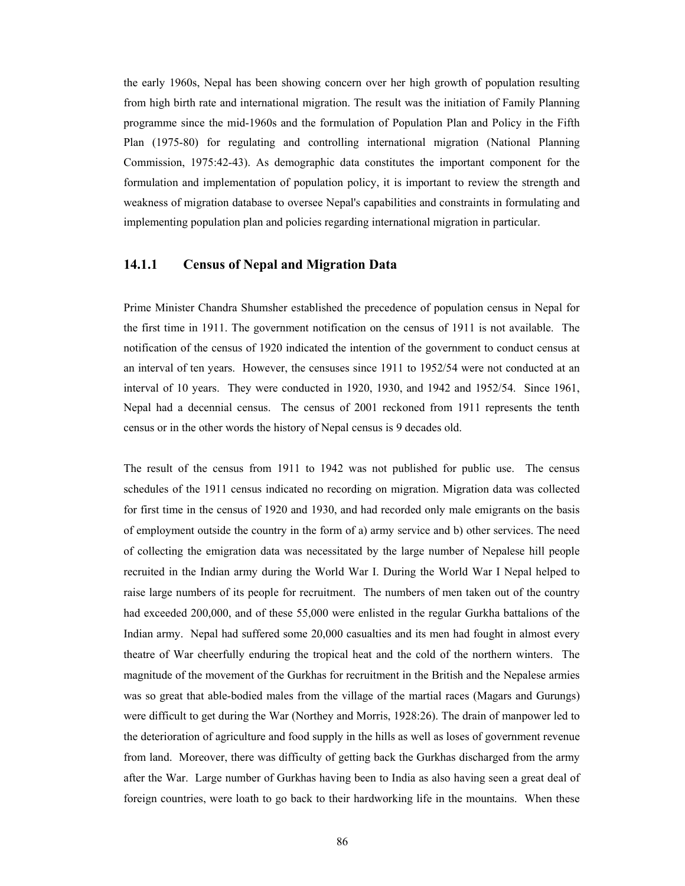the early 1960s, Nepal has been showing concern over her high growth of population resulting from high birth rate and international migration. The result was the initiation of Family Planning programme since the mid-1960s and the formulation of Population Plan and Policy in the Fifth Plan (1975-80) for regulating and controlling international migration (National Planning Commission, 1975:42-43). As demographic data constitutes the important component for the formulation and implementation of population policy, it is important to review the strength and weakness of migration database to oversee Nepal's capabilities and constraints in formulating and implementing population plan and policies regarding international migration in particular.

### 14.1.1 Census of Nepal and Migration Data

Prime Minister Chandra Shumsher established the precedence of population census in Nepal for the first time in 1911. The government notification on the census of 1911 is not available. The notification of the census of 1920 indicated the intention of the government to conduct census at an interval of ten years. However, the censuses since 1911 to 1952/54 were not conducted at an interval of 10 years. They were conducted in 1920, 1930, and 1942 and 1952/54. Since 1961, Nepal had a decennial census. The census of 2001 reckoned from 1911 represents the tenth census or in the other words the history of Nepal census is 9 decades old.

The result of the census from 1911 to 1942 was not published for public use. The census schedules of the 1911 census indicated no recording on migration. Migration data was collected for first time in the census of 1920 and 1930, and had recorded only male emigrants on the basis of employment outside the country in the form of a) army service and b) other services. The need of collecting the emigration data was necessitated by the large number of Nepalese hill people recruited in the Indian army during the World War I. During the World War I Nepal helped to raise large numbers of its people for recruitment. The numbers of men taken out of the country had exceeded 200,000, and of these 55,000 were enlisted in the regular Gurkha battalions of the Indian army. Nepal had suffered some 20,000 casualties and its men had fought in almost every theatre of War cheerfully enduring the tropical heat and the cold of the northern winters. The magnitude of the movement of the Gurkhas for recruitment in the British and the Nepalese armies was so great that able-bodied males from the village of the martial races (Magars and Gurungs) were difficult to get during the War (Northey and Morris, 1928:26). The drain of manpower led to the deterioration of agriculture and food supply in the hills as well as loses of government revenue from land. Moreover, there was difficulty of getting back the Gurkhas discharged from the army after the War. Large number of Gurkhas having been to India as also having seen a great deal of foreign countries, were loath to go back to their hardworking life in the mountains. When these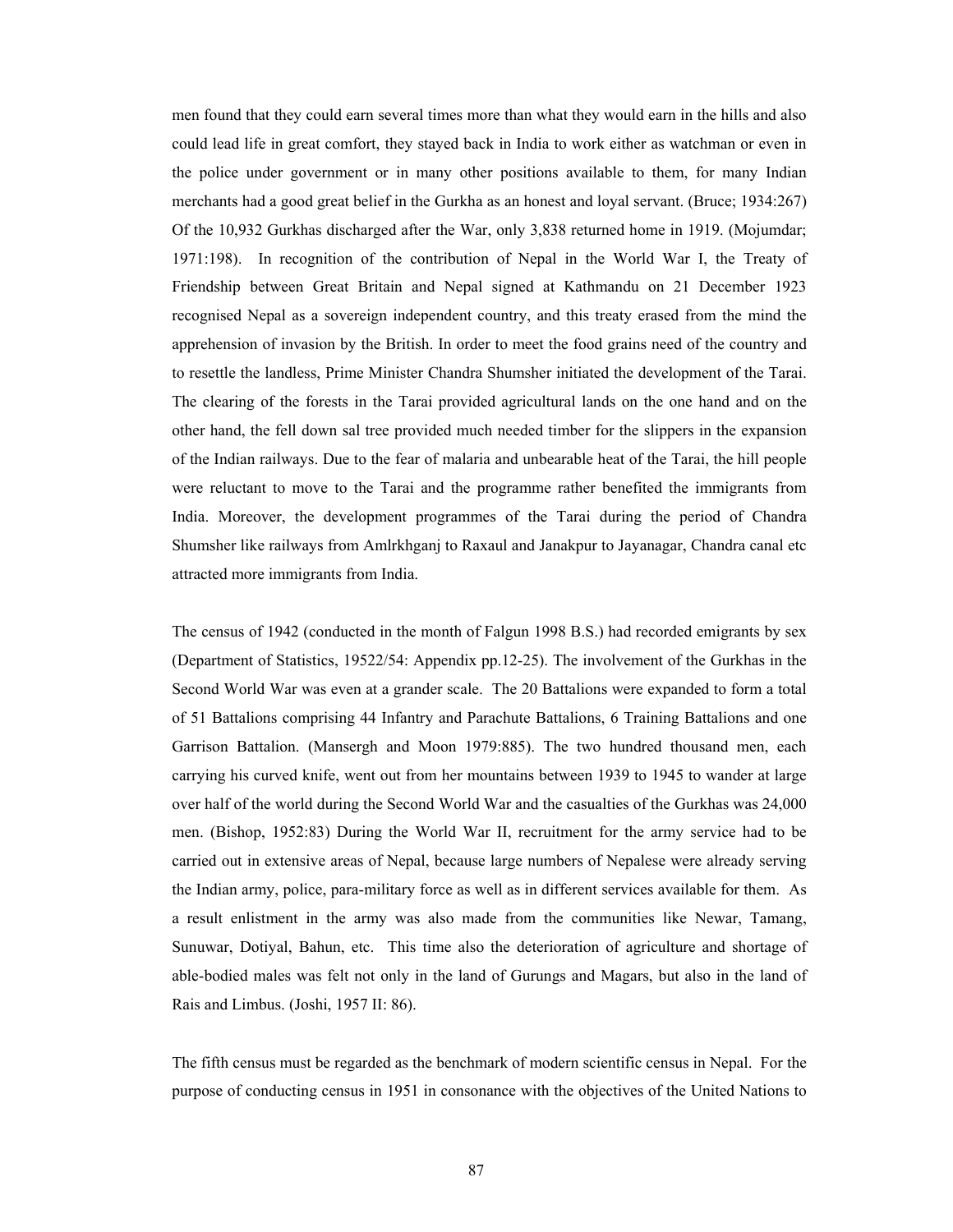men found that they could earn several times more than what they would earn in the hills and also could lead life in great comfort, they stayed back in India to work either as watchman or even in the police under government or in many other positions available to them, for many Indian merchants had a good great belief in the Gurkha as an honest and loyal servant. (Bruce; 1934:267) Of the 10,932 Gurkhas discharged after the War, only 3,838 returned home in 1919. (Mojumdar; 1971:198). In recognition of the contribution of Nepal in the World War I, the Treaty of Friendship between Great Britain and Nepal signed at Kathmandu on 21 December 1923 recognised Nepal as a sovereign independent country, and this treaty erased from the mind the apprehension of invasion by the British. In order to meet the food grains need of the country and to resettle the landless, Prime Minister Chandra Shumsher initiated the development of the Tarai. The clearing of the forests in the Tarai provided agricultural lands on the one hand and on the other hand, the fell down sal tree provided much needed timber for the slippers in the expansion of the Indian railways. Due to the fear of malaria and unbearable heat of the Tarai, the hill people were reluctant to move to the Tarai and the programme rather benefited the immigrants from India. Moreover, the development programmes of the Tarai during the period of Chandra Shumsher like railways from Amlrkhganj to Raxaul and Janakpur to Jayanagar, Chandra canal etc attracted more immigrants from India.

The census of 1942 (conducted in the month of Falgun 1998 B.S.) had recorded emigrants by sex (Department of Statistics, 19522/54: Appendix pp.12-25). The involvement of the Gurkhas in the Second World War was even at a grander scale. The 20 Battalions were expanded to form a total of 51 Battalions comprising 44 Infantry and Parachute Battalions, 6 Training Battalions and one Garrison Battalion. (Mansergh and Moon 1979:885). The two hundred thousand men, each carrying his curved knife, went out from her mountains between 1939 to 1945 to wander at large over half of the world during the Second World War and the casualties of the Gurkhas was 24,000 men. (Bishop, 1952:83) During the World War II, recruitment for the army service had to be carried out in extensive areas of Nepal, because large numbers of Nepalese were already serving the Indian army, police, para-military force as well as in different services available for them. As a result enlistment in the army was also made from the communities like Newar, Tamang, Sunuwar, Dotiyal, Bahun, etc. This time also the deterioration of agriculture and shortage of able-bodied males was felt not only in the land of Gurungs and Magars, but also in the land of Rais and Limbus. (Joshi, 1957 II: 86).

The fifth census must be regarded as the benchmark of modern scientific census in Nepal. For the purpose of conducting census in 1951 in consonance with the objectives of the United Nations to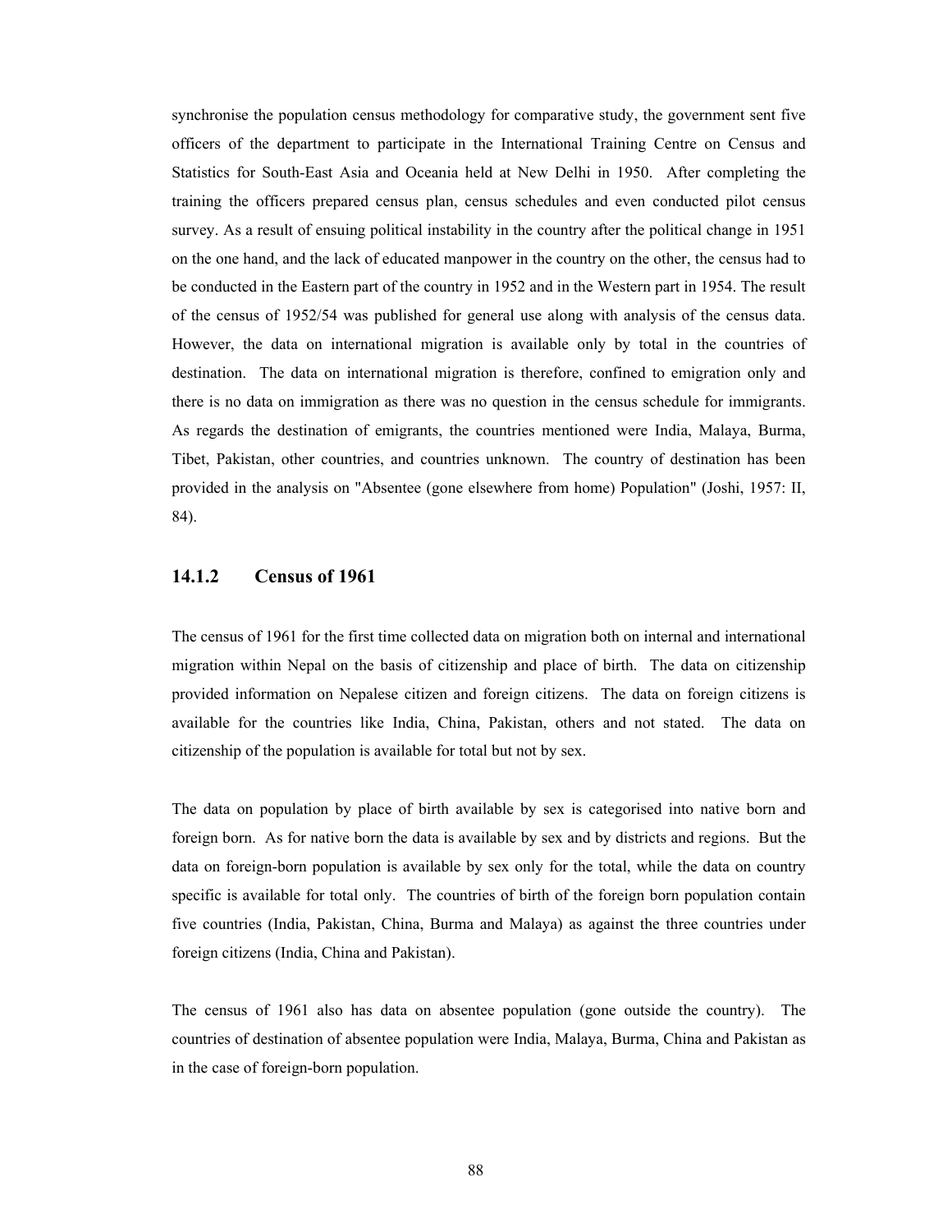synchronise the population census methodology for comparative study, the government sent five officers of the department to participate in the International Training Centre on Census and Statistics for South-East Asia and Oceania held at New Delhi in 1950. After completing the training the officers prepared census plan, census schedules and even conducted pilot census survey. As a result of ensuing political instability in the country after the political change in 1951 on the one hand, and the lack of educated manpower in the country on the other, the census had to be conducted in the Eastern part of the country in 1952 and in the Western part in 1954. The result of the census of 1952/54 was published for general use along with analysis of the census data. However, the data on international migration is available only by total in the countries of destination. The data on international migration is therefore, confined to emigration only and there is no data on immigration as there was no question in the census schedule for immigrants. As regards the destination of emigrants, the countries mentioned were India, Malaya, Burma, Tibet, Pakistan, other countries, and countries unknown. The country of destination has been provided in the analysis on "Absentee (gone elsewhere from home) Population" (Joshi, 1957: II, 84).

### 14.1.2 Census of 1961

The census of 1961 for the first time collected data on migration both on internal and international migration within Nepal on the basis of citizenship and place of birth. The data on citizenship provided information on Nepalese citizen and foreign citizens. The data on foreign citizens is available for the countries like India, China, Pakistan, others and not stated. The data on citizenship of the population is available for total but not by sex.

The data on population by place of birth available by sex is categorised into native born and foreign born. As for native born the data is available by sex and by districts and regions. But the data on foreign-born population is available by sex only for the total, while the data on country specific is available for total only. The countries of birth of the foreign born population contain five countries (India, Pakistan, China, Burma and Malaya) as against the three countries under foreign citizens (India, China and Pakistan).

The census of 1961 also has data on absentee population (gone outside the country). The countries of destination of absentee population were India, Malaya, Burma, China and Pakistan as in the case of foreign-born population.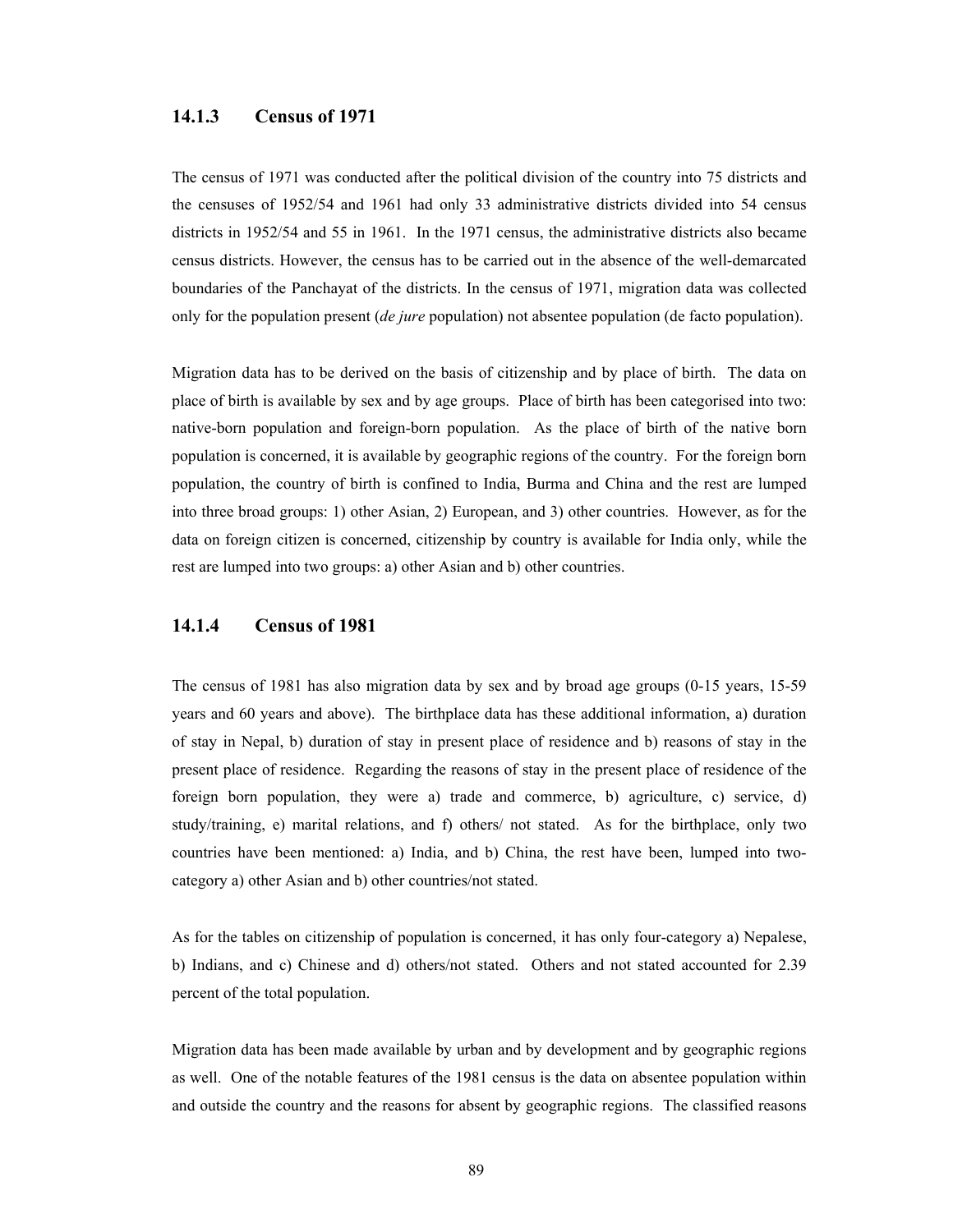### 14.1.3 Census of 1971

The census of 1971 was conducted after the political division of the country into 75 districts and the censuses of 1952/54 and 1961 had only 33 administrative districts divided into 54 census districts in 1952/54 and 55 in 1961. In the 1971 census, the administrative districts also became census districts. However, the census has to be carried out in the absence of the well-demarcated boundaries of the Panchayat of the districts. In the census of 1971, migration data was collected only for the population present (*de jure* population) not absentee population (de facto population).

Migration data has to be derived on the basis of citizenship and by place of birth. The data on place of birth is available by sex and by age groups. Place of birth has been categorised into two: native-born population and foreign-born population. As the place of birth of the native born population is concerned, it is available by geographic regions of the country. For the foreign born population, the country of birth is confined to India, Burma and China and the rest are lumped into three broad groups: 1) other Asian, 2) European, and 3) other countries. However, as for the data on foreign citizen is concerned, citizenship by country is available for India only, while the rest are lumped into two groups: a) other Asian and b) other countries.

### 14.1.4 Census of 1981

The census of 1981 has also migration data by sex and by broad age groups (0-15 years, 15-59 years and 60 years and above). The birthplace data has these additional information, a) duration of stay in Nepal, b) duration of stay in present place of residence and b) reasons of stay in the present place of residence. Regarding the reasons of stay in the present place of residence of the foreign born population, they were a) trade and commerce, b) agriculture, c) service, d) study/training, e) marital relations, and f) others/ not stated. As for the birthplace, only two countries have been mentioned: a) India, and b) China, the rest have been, lumped into two-category a) other Asian and b) other countries/not stated.

As for the tables on citizenship of population is concerned, it has only four-category a) Nepalese, b) Indians, and c) Chinese and d) others/not stated. Others and not stated accounted for 2.39 percent of the total population.

Migration data has been made available by urban and by development and by geographic regions as well. One of the notable features of the 1981 census is the data on absentee population within and outside the country and the reasons for absent by geographic regions. The classified reasons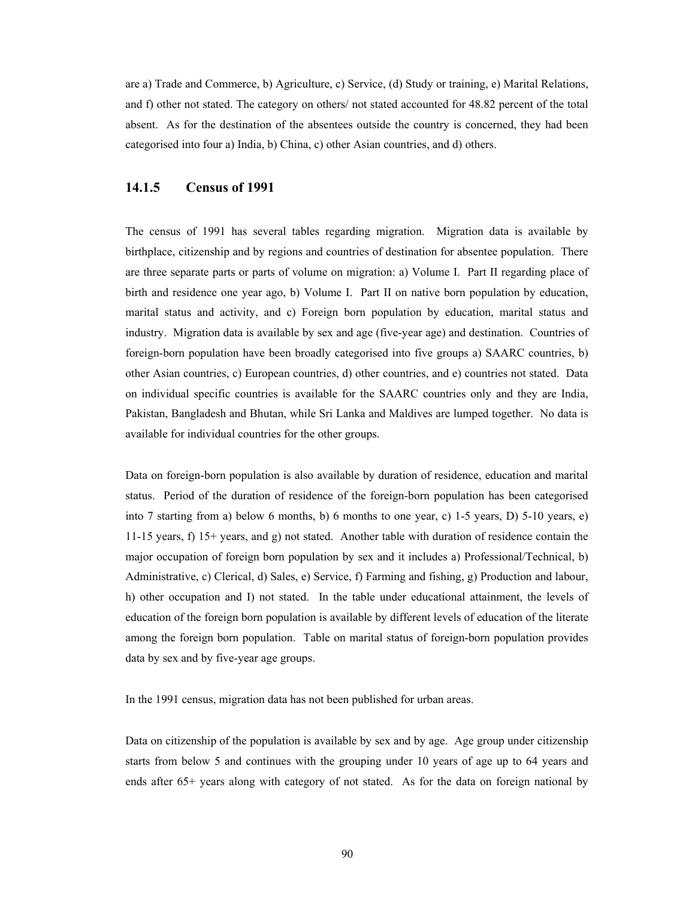are a) Trade and Commerce, b) Agriculture, c) Service, (d) Study or training, e) Marital Relations, and f) other not stated. The category on others/ not stated accounted for 48.82 percent of the total absent. As for the destination of the absentees outside the country is concerned, they had been categorised into four a) India, b) China, c) other Asian countries, and d) others.

### 14.1.5 Census of 1991

The census of 1991 has several tables regarding migration. Migration data is available by birthplace, citizenship and by regions and countries of destination for absentee population. There are three separate parts or parts of volume on migration: a) Volume I. Part II regarding place of birth and residence one year ago, b) Volume I. Part II on native born population by education, marital status and activity, and c) Foreign born population by education, marital status and industry. Migration data is available by sex and age (five-year age) and destination. Countries of foreign-born population have been broadly categorised into five groups a) SAARC countries, b) other Asian countries, c) European countries, d) other countries, and e) countries not stated. Data on individual specific countries is available for the SAARC countries only and they are India, Pakistan, Bangladesh and Bhutan, while Sri Lanka and Maldives are lumped together. No data is available for individual countries for the other groups.

Data on foreign-born population is also available by duration of residence, education and marital status. Period of the duration of residence of the foreign-born population has been categorised into 7 starting from a) below 6 months, b) 6 months to one year, c) 1-5 years, D) 5-10 years, e) 11-15 years, f) 15+ years, and g) not stated. Another table with duration of residence contain the major occupation of foreign born population by sex and it includes a) Professional/Technical, b) Administrative, c) Clerical, d) Sales, e) Service, f) Farming and fishing, g) Production and labour, h) other occupation and I) not stated. In the table under educational attainment, the levels of education of the foreign born population is available by different levels of education of the literate among the foreign born population. Table on marital status of foreign-born population provides data by sex and by five-year age groups.

In the 1991 census, migration data has not been published for urban areas.

Data on citizenship of the population is available by sex and by age. Age group under citizenship starts from below 5 and continues with the grouping under 10 years of age up to 64 years and ends after 65+ years along with category of not stated. As for the data on foreign national by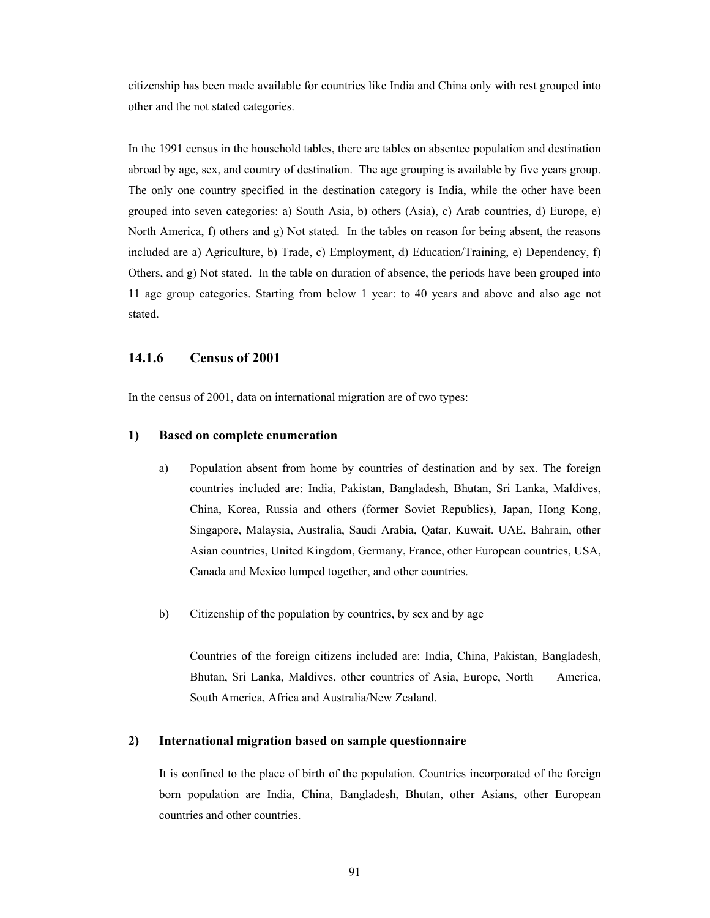citizenship has been made available for countries like India and China only with rest grouped into other and the not stated categories.

In the 1991 census in the household tables, there are tables on absentee population and destination abroad by age, sex, and country of destination. The age grouping is available by five years group. The only one country specified in the destination category is India, while the other have been grouped into seven categories: a) South Asia, b) others (Asia), c) Arab countries, d) Europe, e) North America, f) others and g) Not stated. In the tables on reason for being absent, the reasons included are a) Agriculture, b) Trade, c) Employment, d) Education/Training, e) Dependency, f) Others, and g) Not stated. In the table on duration of absence, the periods have been grouped into 11 age group categories. Starting from below 1 year: to 40 years and above and also age not stated.

### 14.1.6 Census of 2001

In the census of 2001, data on international migration are of two types:

#### 1) Based on complete enumeration

a) Population absent from home by countries of destination and by sex. The foreign countries included are: India, Pakistan, Bangladesh, Bhutan, Sri Lanka, Maldives, China, Korea, Russia and others (former Soviet Republics), Japan, Hong Kong, Singapore, Malaysia, Australia, Saudi Arabia, Qatar, Kuwait. UAE, Bahrain, other Asian countries, United Kingdom, Germany, France, other European countries, USA, Canada and Mexico lumped together, and other countries.

b) Citizenship of the population by countries, by sex and by age

   Countries of the foreign citizens included are: India, China, Pakistan, Bangladesh, Bhutan, Sri Lanka, Maldives, other countries of Asia, Europe, North America, South America, Africa and Australia/New Zealand.

#### 2) International migration based on sample questionnaire

It is confined to the place of birth of the population. Countries incorporated of the foreign born population are India, China, Bangladesh, Bhutan, other Asians, other European countries and other countries.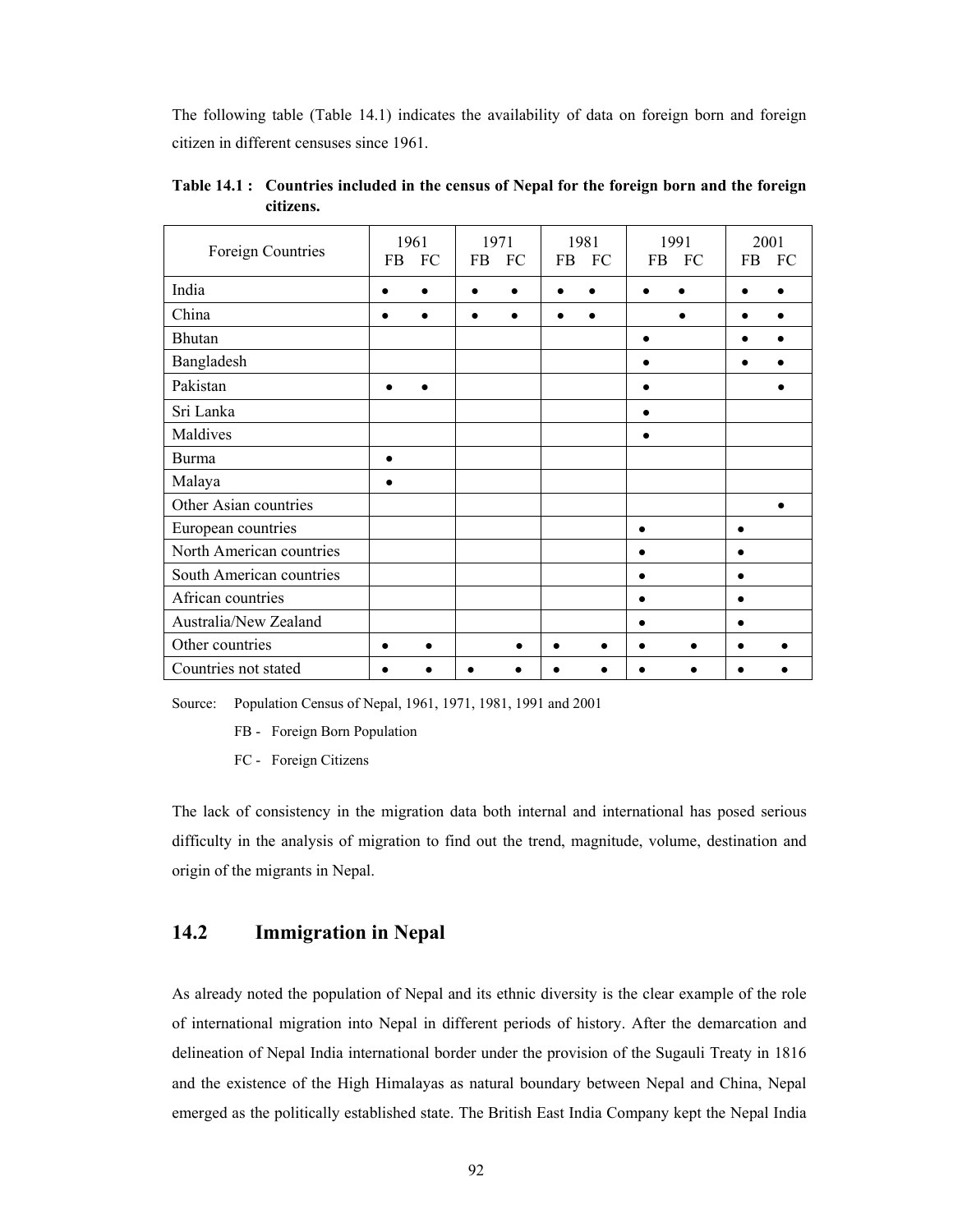The following table (Table 14.1) indicates the availability of data on foreign born and foreign citizen in different censuses since 1961.

**Table 14.1 : Countries included in the census of Nepal for the foreign born and the foreign citizens.**

| Foreign Countries | 1961 | | 1971 | | 1981 | | 1991 | | 2001 | |
|---|---|---|---|---|---|---|---|---|---|---|
| | FB | FC | FB | FC | FB | FC | FB | FC | FB | FC |
| India | ● | ● | ● | ● | ● | ● | ● | ● | ● | ● |
| China | ● | ● | ● | ● | ● | ● | | ● | ● | ● |
| Bhutan | | | | | | | ● | | ● | ● |
| Bangladesh | | | | | | | ● | | ● | ● |
| Pakistan | ● | ● | | | | | ● | | | ● |
| Sri Lanka | | | | | | | ● | | | |
| Maldives | | | | | | | ● | | | |
| Burma | ● | | | | | | | | | |
| Malaya | ● | | | | | | | | | |
| Other Asian countries | | | | | | | | | | ● |
| European countries | | | | | | | ● | | ● | |
| North American countries | | | | | | | ● | | ● | |
| South American countries | | | | | | | ● | | ● | |
| African countries | | | | | | | ● | | ● | |
| Australia/New Zealand | | | | | | | ● | | ● | |
| Other countries | ● | ● | | ● | ● | ● | ● | ● | ● | ● |
| Countries not stated | ● | ● | ● | ● | ● | ● | ● | ● | ● | ● |

Source: Population Census of Nepal, 1961, 1971, 1981, 1991 and 2001

FB - Foreign Born Population

FC - Foreign Citizens

The lack of consistency in the migration data both internal and international has posed serious difficulty in the analysis of migration to find out the trend, magnitude, volume, destination and origin of the migrants in Nepal.

## 14.2 Immigration in Nepal

As already noted the population of Nepal and its ethnic diversity is the clear example of the role of international migration into Nepal in different periods of history. After the demarcation and delineation of Nepal India international border under the provision of the Sugauli Treaty in 1816 and the existence of the High Himalayas as natural boundary between Nepal and China, Nepal emerged as the politically established state. The British East India Company kept the Nepal India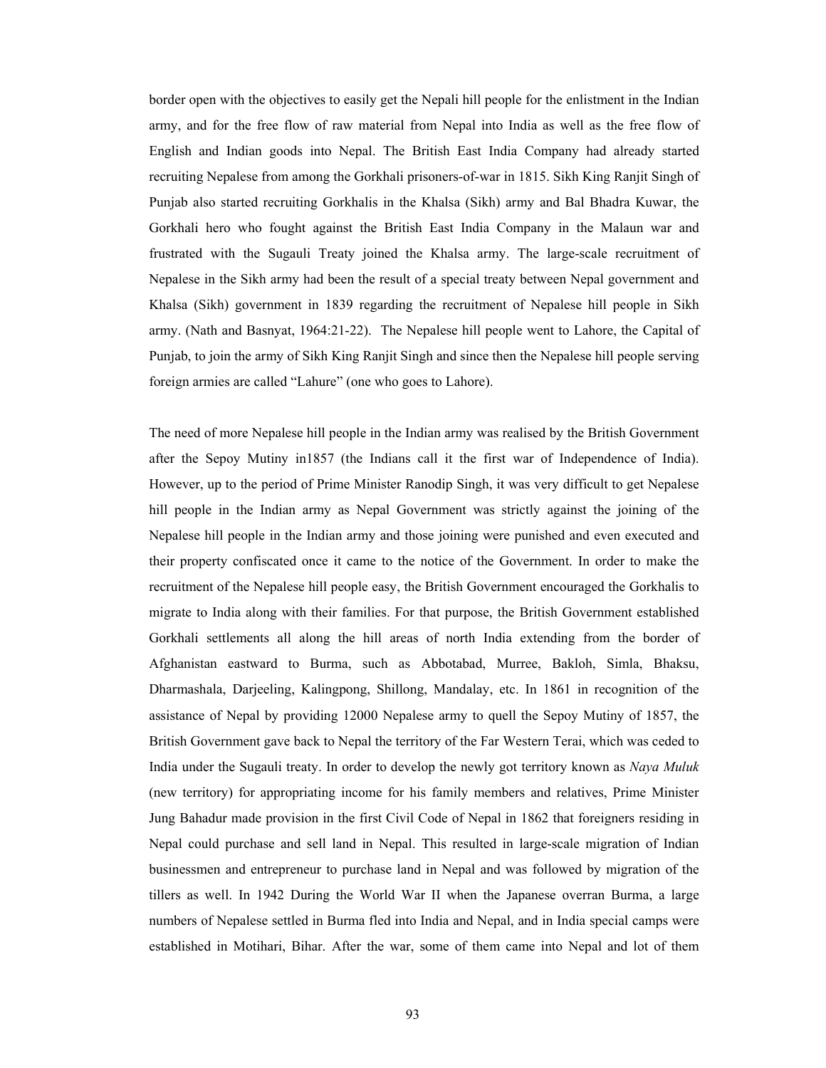border open with the objectives to easily get the Nepali hill people for the enlistment in the Indian army, and for the free flow of raw material from Nepal into India as well as the free flow of English and Indian goods into Nepal. The British East India Company had already started recruiting Nepalese from among the Gorkhali prisoners-of-war in 1815. Sikh King Ranjit Singh of Punjab also started recruiting Gorkhalis in the Khalsa (Sikh) army and Bal Bhadra Kuwar, the Gorkhali hero who fought against the British East India Company in the Malaun war and frustrated with the Sugauli Treaty joined the Khalsa army. The large-scale recruitment of Nepalese in the Sikh army had been the result of a special treaty between Nepal government and Khalsa (Sikh) government in 1839 regarding the recruitment of Nepalese hill people in Sikh army. (Nath and Basnyat, 1964:21-22). The Nepalese hill people went to Lahore, the Capital of Punjab, to join the army of Sikh King Ranjit Singh and since then the Nepalese hill people serving foreign armies are called "Lahure" (one who goes to Lahore).

The need of more Nepalese hill people in the Indian army was realised by the British Government after the Sepoy Mutiny in1857 (the Indians call it the first war of Independence of India). However, up to the period of Prime Minister Ranodip Singh, it was very difficult to get Nepalese hill people in the Indian army as Nepal Government was strictly against the joining of the Nepalese hill people in the Indian army and those joining were punished and even executed and their property confiscated once it came to the notice of the Government. In order to make the recruitment of the Nepalese hill people easy, the British Government encouraged the Gorkhalis to migrate to India along with their families. For that purpose, the British Government established Gorkhali settlements all along the hill areas of north India extending from the border of Afghanistan eastward to Burma, such as Abbotabad, Murree, Bakloh, Simla, Bhaksu, Dharmashala, Darjeeling, Kalingpong, Shillong, Mandalay, etc. In 1861 in recognition of the assistance of Nepal by providing 12000 Nepalese army to quell the Sepoy Mutiny of 1857, the British Government gave back to Nepal the territory of the Far Western Terai, which was ceded to India under the Sugauli treaty. In order to develop the newly got territory known as *Naya Muluk* (new territory) for appropriating income for his family members and relatives, Prime Minister Jung Bahadur made provision in the first Civil Code of Nepal in 1862 that foreigners residing in Nepal could purchase and sell land in Nepal. This resulted in large-scale migration of Indian businessmen and entrepreneur to purchase land in Nepal and was followed by migration of the tillers as well. In 1942 During the World War II when the Japanese overran Burma, a large numbers of Nepalese settled in Burma fled into India and Nepal, and in India special camps were established in Motihari, Bihar. After the war, some of them came into Nepal and lot of them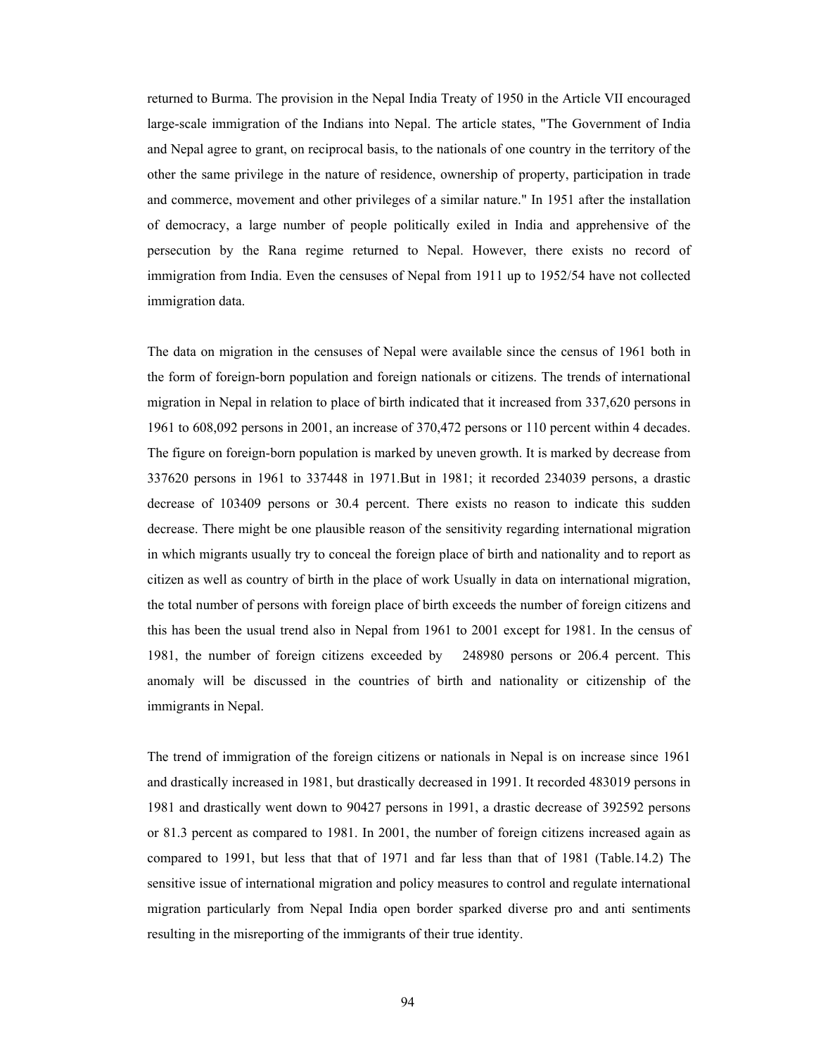returned to Burma. The provision in the Nepal India Treaty of 1950 in the Article VII encouraged large-scale immigration of the Indians into Nepal. The article states, "The Government of India and Nepal agree to grant, on reciprocal basis, to the nationals of one country in the territory of the other the same privilege in the nature of residence, ownership of property, participation in trade and commerce, movement and other privileges of a similar nature." In 1951 after the installation of democracy, a large number of people politically exiled in India and apprehensive of the persecution by the Rana regime returned to Nepal. However, there exists no record of immigration from India. Even the censuses of Nepal from 1911 up to 1952/54 have not collected immigration data.

The data on migration in the censuses of Nepal were available since the census of 1961 both in the form of foreign-born population and foreign nationals or citizens. The trends of international migration in Nepal in relation to place of birth indicated that it increased from 337,620 persons in 1961 to 608,092 persons in 2001, an increase of 370,472 persons or 110 percent within 4 decades. The figure on foreign-born population is marked by uneven growth. It is marked by decrease from 337620 persons in 1961 to 337448 in 1971.But in 1981; it recorded 234039 persons, a drastic decrease of 103409 persons or 30.4 percent. There exists no reason to indicate this sudden decrease. There might be one plausible reason of the sensitivity regarding international migration in which migrants usually try to conceal the foreign place of birth and nationality and to report as citizen as well as country of birth in the place of work Usually in data on international migration, the total number of persons with foreign place of birth exceeds the number of foreign citizens and this has been the usual trend also in Nepal from 1961 to 2001 except for 1981. In the census of 1981, the number of foreign citizens exceeded by 248980 persons or 206.4 percent. This anomaly will be discussed in the countries of birth and nationality or citizenship of the immigrants in Nepal.

The trend of immigration of the foreign citizens or nationals in Nepal is on increase since 1961 and drastically increased in 1981, but drastically decreased in 1991. It recorded 483019 persons in 1981 and drastically went down to 90427 persons in 1991, a drastic decrease of 392592 persons or 81.3 percent as compared to 1981. In 2001, the number of foreign citizens increased again as compared to 1991, but less that that of 1971 and far less than that of 1981 (Table.14.2) The sensitive issue of international migration and policy measures to control and regulate international migration particularly from Nepal India open border sparked diverse pro and anti sentiments resulting in the misreporting of the immigrants of their true identity.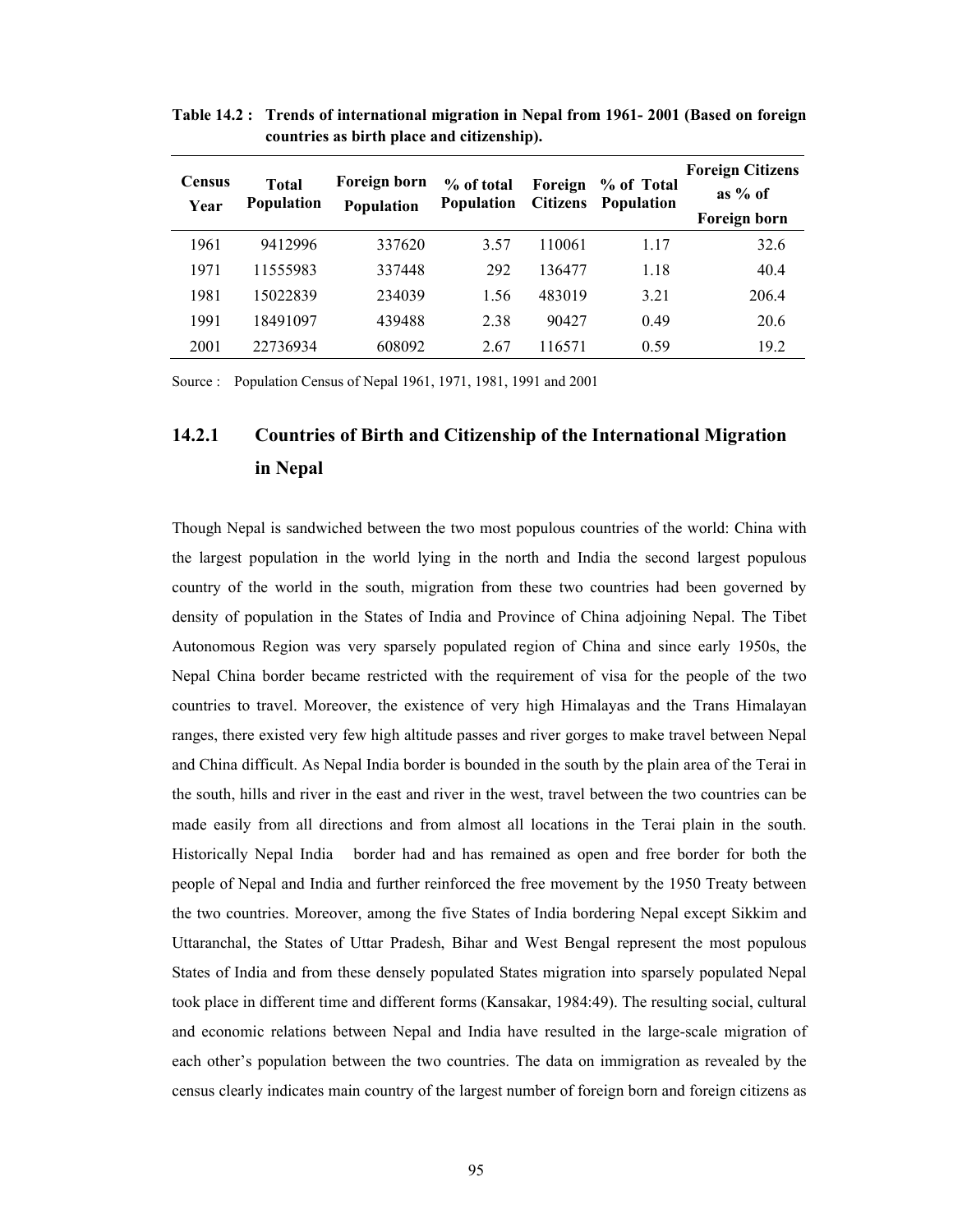**Table 14.2 : Trends of international migration in Nepal from 1961- 2001 (Based on foreign countries as birth place and citizenship).**

| Census Year | Total Population | Foreign born Population | % of total Population | Foreign Citizens | % of Total Population | Foreign Citizens as % of Foreign born |
|---|---|---|---|---|---|---|
| 1961 | 9412996 | 337620 | 3.57 | 110061 | 1.17 | 32.6 |
| 1971 | 11555983 | 337448 | 292 | 136477 | 1.18 | 40.4 |
| 1981 | 15022839 | 234039 | 1.56 | 483019 | 3.21 | 206.4 |
| 1991 | 18491097 | 439488 | 2.38 | 90427 | 0.49 | 20.6 |
| 2001 | 22736934 | 608092 | 2.67 | 116571 | 0.59 | 19.2 |

Source : Population Census of Nepal 1961, 1971, 1981, 1991 and 2001

### 14.2.1 Countries of Birth and Citizenship of the International Migration in Nepal

Though Nepal is sandwiched between the two most populous countries of the world: China with the largest population in the world lying in the north and India the second largest populous country of the world in the south, migration from these two countries had been governed by density of population in the States of India and Province of China adjoining Nepal. The Tibet Autonomous Region was very sparsely populated region of China and since early 1950s, the Nepal China border became restricted with the requirement of visa for the people of the two countries to travel. Moreover, the existence of very high Himalayas and the Trans Himalayan ranges, there existed very few high altitude passes and river gorges to make travel between Nepal and China difficult. As Nepal India border is bounded in the south by the plain area of the Terai in the south, hills and river in the east and river in the west, travel between the two countries can be made easily from all directions and from almost all locations in the Terai plain in the south. Historically Nepal India border had and has remained as open and free border for both the people of Nepal and India and further reinforced the free movement by the 1950 Treaty between the two countries. Moreover, among the five States of India bordering Nepal except Sikkim and Uttaranchal, the States of Uttar Pradesh, Bihar and West Bengal represent the most populous States of India and from these densely populated States migration into sparsely populated Nepal took place in different time and different forms (Kansakar, 1984:49). The resulting social, cultural and economic relations between Nepal and India have resulted in the large-scale migration of each other's population between the two countries. The data on immigration as revealed by the census clearly indicates main country of the largest number of foreign born and foreign citizens as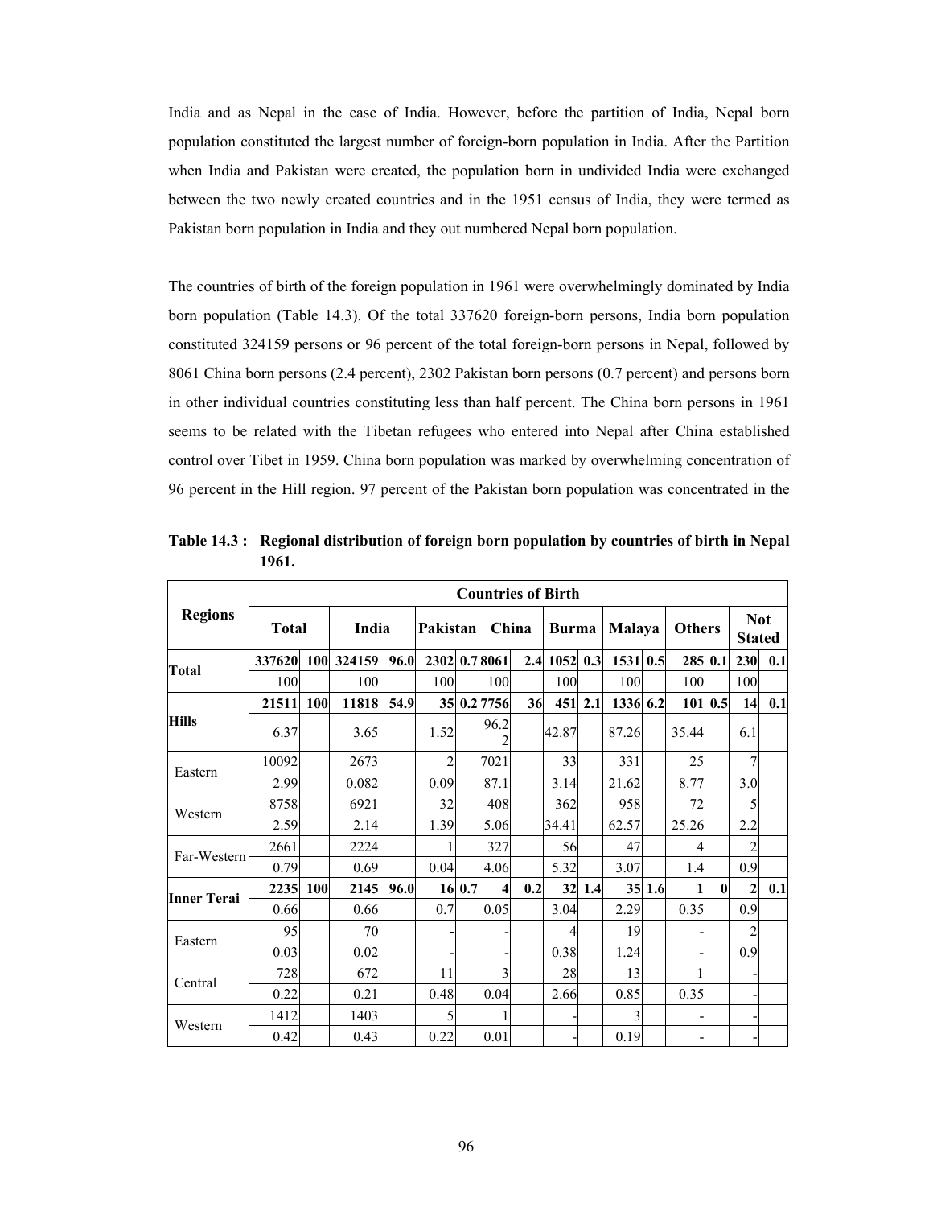India and as Nepal in the case of India. However, before the partition of India, Nepal born population constituted the largest number of foreign-born population in India. After the Partition when India and Pakistan were created, the population born in undivided India were exchanged between the two newly created countries and in the 1951 census of India, they were termed as Pakistan born population in India and they out numbered Nepal born population.

The countries of birth of the foreign population in 1961 were overwhelmingly dominated by India born population (Table 14.3). Of the total 337620 foreign-born persons, India born population constituted 324159 persons or 96 percent of the total foreign-born persons in Nepal, followed by 8061 China born persons (2.4 percent), 2302 Pakistan born persons (0.7 percent) and persons born in other individual countries constituting less than half percent. The China born persons in 1961 seems to be related with the Tibetan refugees who entered into Nepal after China established control over Tibet in 1959. China born population was marked by overwhelming concentration of 96 percent in the Hill region. 97 percent of the Pakistan born population was concentrated in the

**Table 14.3 : Regional distribution of foreign born population by countries of birth in Nepal 1961.**

| Regions | Countries of Birth | | | | | | | | | | | | | | | |
|---|---|---|---|---|---|---|---|---|---|---|---|---|---|---|---|---|
| | Total | | India | | Pakistan | | China | | Burma | | Malaya | | Others | | Not Stated | |
| **Total** | **337620** | **100** | **324159** | **96.0** | **2302** | **0.7** | **8061** | **2.4** | **1052** | **0.3** | **1531** | **0.5** | **285** | **0.1** | **230** | **0.1** |
| | 100 | | 100 | | 100 | | 100 | | 100 | | 100 | | 100 | | 100 | |
| **Hills** | **21511** | **100** | **11818** | **54.9** | **35** | **0.2** | **7756** | **36** | **451** | **2.1** | **1336** | **6.2** | **101** | **0.5** | **14** | **0.1** |
| | 6.37 | | 3.65 | | 1.52 | | 96.22 | | 42.87 | | 87.26 | | 35.44 | | 6.1 | |
| Eastern | 10092 | | 2673 | | 2 | | 7021 | | 33 | | 331 | | 25 | | 7 | |
| | 2.99 | | 0.082 | | 0.09 | | 87.1 | | 3.14 | | 21.62 | | 8.77 | | 3.0 | |
| Western | 8758 | | 6921 | | 32 | | 408 | | 362 | | 958 | | 72 | | 5 | |
| | 2.59 | | 2.14 | | 1.39 | | 5.06 | | 34.41 | | 62.57 | | 25.26 | | 2.2 | |
| Far-Western | 2661 | | 2224 | | 1 | | 327 | | 56 | | 47 | | 4 | | 2 | |
| | 0.79 | | 0.69 | | 0.04 | | 4.06 | | 5.32 | | 3.07 | | 1.4 | | 0.9 | |
| **Inner Terai** | **2235** | **100** | **2145** | **96.0** | **16** | **0.7** | **4** | **0.2** | **32** | **1.4** | **35** | **1.6** | **1** | **0** | **2** | **0.1** |
| | 0.66 | | 0.66 | | 0.7 | | 0.05 | | 3.04 | | 2.29 | | 0.35 | | 0.9 | |
| Eastern | 95 | | 70 | | - | | - | | 4 | | 19 | | - | | 2 | |
| | 0.03 | | 0.02 | | - | | - | | 0.38 | | 1.24 | | - | | 0.9 | |
| Central | 728 | | 672 | | 11 | | 3 | | 28 | | 13 | | 1 | | - | |
| | 0.22 | | 0.21 | | 0.48 | | 0.04 | | 2.66 | | 0.85 | | 0.35 | | - | |
| Western | 1412 | | 1403 | | 5 | | 1 | | - | | 3 | | - | | - | |
| | 0.42 | | 0.43 | | 0.22 | | 0.01 | | - | | 0.19 | | - | | - | |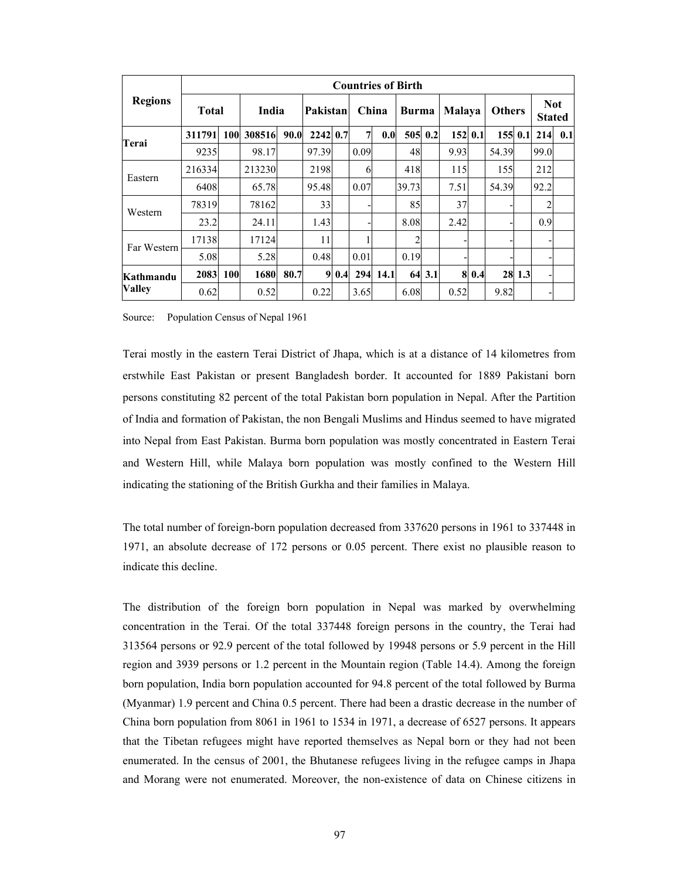| Regions | Countries of Birth | | | | | | | | | | | | | | | |
|---|---|---|---|---|---|---|---|---|---|---|---|---|---|---|---|---|
| | **Total** | | **India** | | **Pakistan** | | **China** | | **Burma** | | **Malaya** | | **Others** | | **Not Stated** | |
| **Terai** | **311791** | **100** | **308516** | **90.0** | **2242** | **0.7** | **7** | **0.0** | **505** | **0.2** | **152** | **0.1** | **155** | **0.1** | **214** | **0.1** |
| | 9235 | | 98.17 | | 97.39 | | 0.09 | | 48 | | 9.93 | | 54.39 | | 99.0 | |
| Eastern | 216334 | | 213230 | | 2198 | | 6 | | 418 | | 115 | | 155 | | 212 | |
| | 6408 | | 65.78 | | 95.48 | | 0.07 | | 39.73 | | 7.51 | | 54.39 | | 92.2 | |
| Western | 78319 | | 78162 | | 33 | | - | | 85 | | 37 | | - | | 2 | |
| | 23.2 | | 24.11 | | 1.43 | | - | | 8.08 | | 2.42 | | - | | 0.9 | |
| Far Western | 17138 | | 17124 | | 11 | | 1 | | 2 | | - | | - | | - | |
| | 5.08 | | 5.28 | | 0.48 | | 0.01 | | 0.19 | | - | | - | | - | |
| **Kathmandu Valley** | **2083** | **100** | **1680** | **80.7** | **9** | **0.4** | **294** | **14.1** | **64** | **3.1** | **8** | **0.4** | **28** | **1.3** | - | |
| | 0.62 | | 0.52 | | 0.22 | | 3.65 | | 6.08 | | 0.52 | | 9.82 | | - | |

Source: Population Census of Nepal 1961

Terai mostly in the eastern Terai District of Jhapa, which is at a distance of 14 kilometres from erstwhile East Pakistan or present Bangladesh border. It accounted for 1889 Pakistani born persons constituting 82 percent of the total Pakistan born population in Nepal. After the Partition of India and formation of Pakistan, the non Bengali Muslims and Hindus seemed to have migrated into Nepal from East Pakistan. Burma born population was mostly concentrated in Eastern Terai and Western Hill, while Malaya born population was mostly confined to the Western Hill indicating the stationing of the British Gurkha and their families in Malaya.

The total number of foreign-born population decreased from 337620 persons in 1961 to 337448 in 1971, an absolute decrease of 172 persons or 0.05 percent. There exist no plausible reason to indicate this decline.

The distribution of the foreign born population in Nepal was marked by overwhelming concentration in the Terai. Of the total 337448 foreign persons in the country, the Terai had 313564 persons or 92.9 percent of the total followed by 19948 persons or 5.9 percent in the Hill region and 3939 persons or 1.2 percent in the Mountain region (Table 14.4). Among the foreign born population, India born population accounted for 94.8 percent of the total followed by Burma (Myanmar) 1.9 percent and China 0.5 percent. There had been a drastic decrease in the number of China born population from 8061 in 1961 to 1534 in 1971, a decrease of 6527 persons. It appears that the Tibetan refugees might have reported themselves as Nepal born or they had not been enumerated. In the census of 2001, the Bhutanese refugees living in the refugee camps in Jhapa and Morang were not enumerated. Moreover, the non-existence of data on Chinese citizens in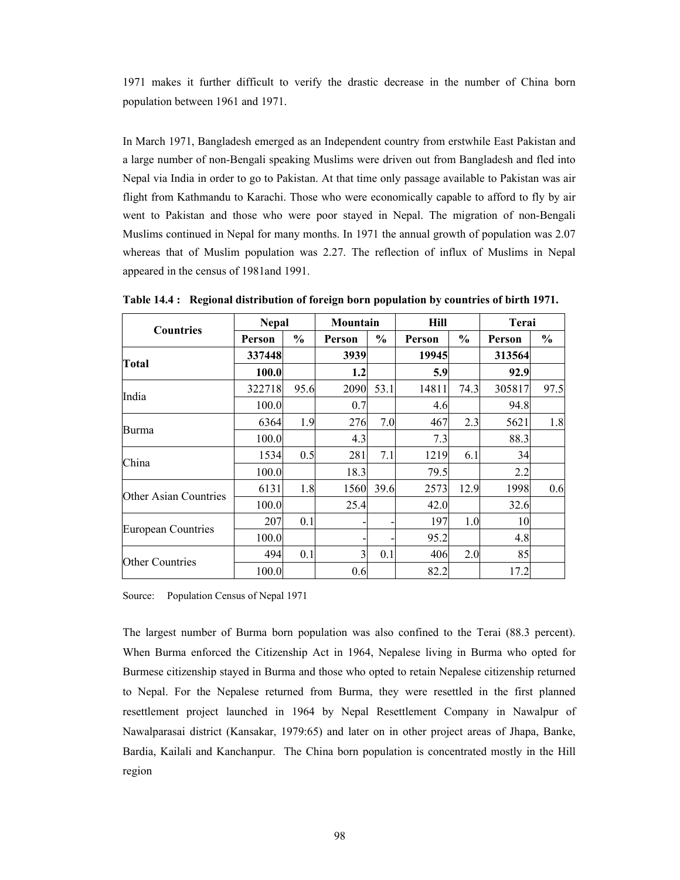1971 makes it further difficult to verify the drastic decrease in the number of China born population between 1961 and 1971.

In March 1971, Bangladesh emerged as an Independent country from erstwhile East Pakistan and a large number of non-Bengali speaking Muslims were driven out from Bangladesh and fled into Nepal via India in order to go to Pakistan. At that time only passage available to Pakistan was air flight from Kathmandu to Karachi. Those who were economically capable to afford to fly by air went to Pakistan and those who were poor stayed in Nepal. The migration of non-Bengali Muslims continued in Nepal for many months. In 1971 the annual growth of population was 2.07 whereas that of Muslim population was 2.27. The reflection of influx of Muslims in Nepal appeared in the census of 1981and 1991.

**Table 14.4 : Regional distribution of foreign born population by countries of birth 1971.**

| Countries | Nepal | | Mountain | | Hill | | Terai | |
|---|---|---|---|---|---|---|---|---|
| | Person | % | Person | % | Person | % | Person | % |
| **Total** | **337448** | | **3939** | | **19945** | | **313564** | |
| | **100.0** | | **1.2** | | **5.9** | | **92.9** | |
| India | 322718 | 95.6 | 2090 | 53.1 | 14811 | 74.3 | 305817 | 97.5 |
| | 100.0 | | 0.7 | | 4.6 | | 94.8 | |
| Burma | 6364 | 1.9 | 276 | 7.0 | 467 | 2.3 | 5621 | 1.8 |
| | 100.0 | | 4.3 | | 7.3 | | 88.3 | |
| China | 1534 | 0.5 | 281 | 7.1 | 1219 | 6.1 | 34 | |
| | 100.0 | | 18.3 | | 79.5 | | 2.2 | |
| Other Asian Countries | 6131 | 1.8 | 1560 | 39.6 | 2573 | 12.9 | 1998 | 0.6 |
| | 100.0 | | 25.4 | | 42.0 | | 32.6 | |
| European Countries | 207 | 0.1 | - | - | 197 | 1.0 | 10 | |
| | 100.0 | | - | - | 95.2 | | 4.8 | |
| Other Countries | 494 | 0.1 | 3 | 0.1 | 406 | 2.0 | 85 | |
| | 100.0 | | 0.6 | | 82.2 | | 17.2 | |

Source: Population Census of Nepal 1971

The largest number of Burma born population was also confined to the Terai (88.3 percent). When Burma enforced the Citizenship Act in 1964, Nepalese living in Burma who opted for Burmese citizenship stayed in Burma and those who opted to retain Nepalese citizenship returned to Nepal. For the Nepalese returned from Burma, they were resettled in the first planned resettlement project launched in 1964 by Nepal Resettlement Company in Nawalpur of Nawalparasai district (Kansakar, 1979:65) and later on in other project areas of Jhapa, Banke, Bardia, Kailali and Kanchanpur. The China born population is concentrated mostly in the Hill region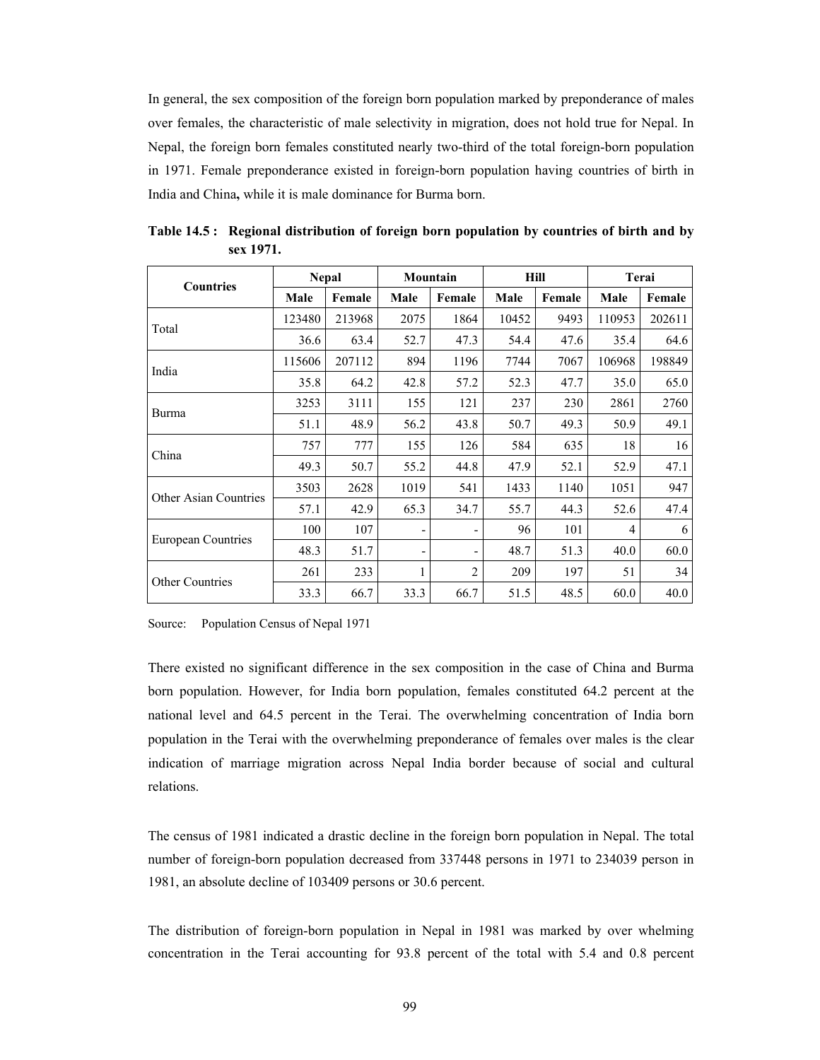In general, the sex composition of the foreign born population marked by preponderance of males over females, the characteristic of male selectivity in migration, does not hold true for Nepal. In Nepal, the foreign born females constituted nearly two-third of the total foreign-born population in 1971. Female preponderance existed in foreign-born population having countries of birth in India and China**,** while it is male dominance for Burma born.

**Table 14.5 : Regional distribution of foreign born population by countries of birth and by sex 1971.**

| Countries | Nepal | | Mountain | | Hill | | Terai | |
|---|---|---|---|---|---|---|---|---|
| | Male | Female | Male | Female | Male | Female | Male | Female |
| Total | 123480 | 213968 | 2075 | 1864 | 10452 | 9493 | 110953 | 202611 |
| | 36.6 | 63.4 | 52.7 | 47.3 | 54.4 | 47.6 | 35.4 | 64.6 |
| India | 115606 | 207112 | 894 | 1196 | 7744 | 7067 | 106968 | 198849 |
| | 35.8 | 64.2 | 42.8 | 57.2 | 52.3 | 47.7 | 35.0 | 65.0 |
| Burma | 3253 | 3111 | 155 | 121 | 237 | 230 | 2861 | 2760 |
| | 51.1 | 48.9 | 56.2 | 43.8 | 50.7 | 49.3 | 50.9 | 49.1 |
| China | 757 | 777 | 155 | 126 | 584 | 635 | 18 | 16 |
| | 49.3 | 50.7 | 55.2 | 44.8 | 47.9 | 52.1 | 52.9 | 47.1 |
| Other Asian Countries | 3503 | 2628 | 1019 | 541 | 1433 | 1140 | 1051 | 947 |
| | 57.1 | 42.9 | 65.3 | 34.7 | 55.7 | 44.3 | 52.6 | 47.4 |
| European Countries | 100 | 107 | - | - | 96 | 101 | 4 | 6 |
| | 48.3 | 51.7 | - | - | 48.7 | 51.3 | 40.0 | 60.0 |
| Other Countries | 261 | 233 | 1 | 2 | 209 | 197 | 51 | 34 |
| | 33.3 | 66.7 | 33.3 | 66.7 | 51.5 | 48.5 | 60.0 | 40.0 |

Source: Population Census of Nepal 1971

There existed no significant difference in the sex composition in the case of China and Burma born population. However, for India born population, females constituted 64.2 percent at the national level and 64.5 percent in the Terai. The overwhelming concentration of India born population in the Terai with the overwhelming preponderance of females over males is the clear indication of marriage migration across Nepal India border because of social and cultural relations.

The census of 1981 indicated a drastic decline in the foreign born population in Nepal. The total number of foreign-born population decreased from 337448 persons in 1971 to 234039 person in 1981, an absolute decline of 103409 persons or 30.6 percent.

The distribution of foreign-born population in Nepal in 1981 was marked by over whelming concentration in the Terai accounting for 93.8 percent of the total with 5.4 and 0.8 percent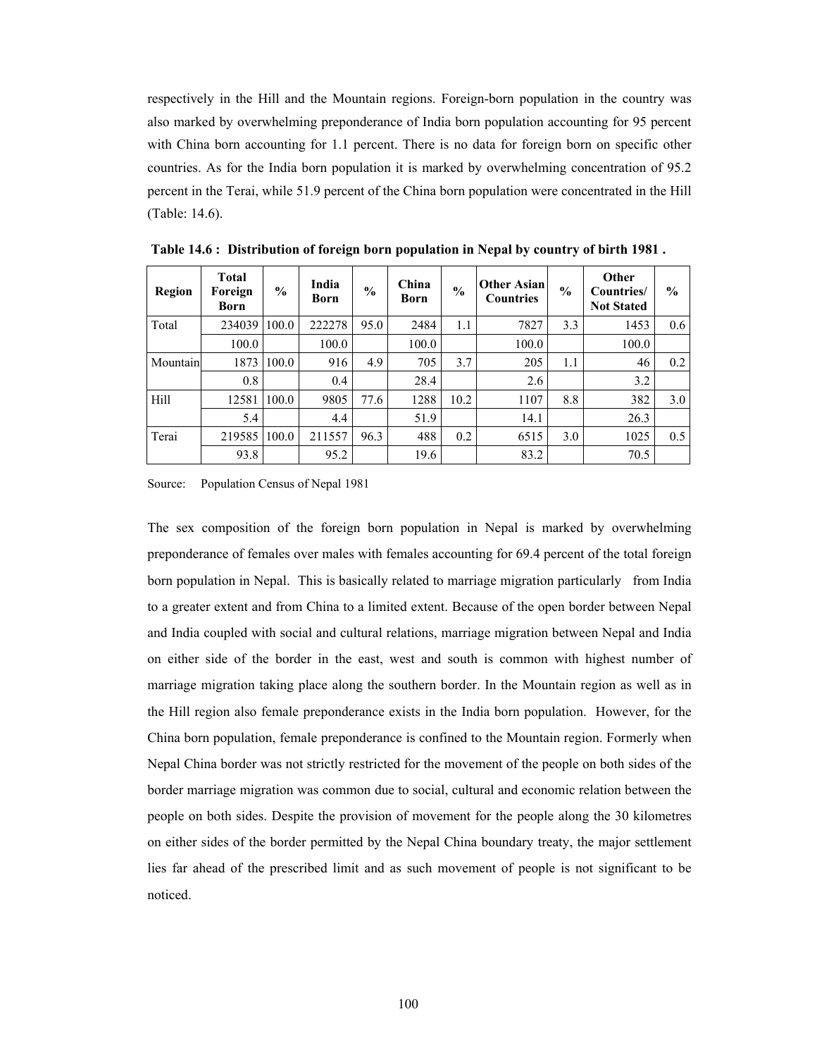respectively in the Hill and the Mountain regions. Foreign-born population in the country was also marked by overwhelming preponderance of India born population accounting for 95 percent with China born accounting for 1.1 percent. There is no data for foreign born on specific other countries. As for the India born population it is marked by overwhelming concentration of 95.2 percent in the Terai, while 51.9 percent of the China born population were concentrated in the Hill (Table: 14.6).

**Table 14.6 : Distribution of foreign born population in Nepal by country of birth 1981 .**

| Region | Total Foreign Born | % | India Born | % | China Born | % | Other Asian Countries | % | Other Countries/ Not Stated | % |
|---|---|---|---|---|---|---|---|---|---|---|
| Total | 234039 | 100.0 | 222278 | 95.0 | 2484 | 1.1 | 7827 | 3.3 | 1453 | 0.6 |
| | 100.0 | | 100.0 | | 100.0 | | 100.0 | | 100.0 | |
| Mountain | 1873 | 100.0 | 916 | 4.9 | 705 | 3.7 | 205 | 1.1 | 46 | 0.2 |
| | 0.8 | | 0.4 | | 28.4 | | 2.6 | | 3.2 | |
| Hill | 12581 | 100.0 | 9805 | 77.6 | 1288 | 10.2 | 1107 | 8.8 | 382 | 3.0 |
| | 5.4 | | 4.4 | | 51.9 | | 14.1 | | 26.3 | |
| Terai | 219585 | 100.0 | 211557 | 96.3 | 488 | 0.2 | 6515 | 3.0 | 1025 | 0.5 |
| | 93.8 | | 95.2 | | 19.6 | | 83.2 | | 70.5 | |

Source: Population Census of Nepal 1981

The sex composition of the foreign born population in Nepal is marked by overwhelming preponderance of females over males with females accounting for 69.4 percent of the total foreign born population in Nepal. This is basically related to marriage migration particularly from India to a greater extent and from China to a limited extent. Because of the open border between Nepal and India coupled with social and cultural relations, marriage migration between Nepal and India on either side of the border in the east, west and south is common with highest number of marriage migration taking place along the southern border. In the Mountain region as well as in the Hill region also female preponderance exists in the India born population. However, for the China born population, female preponderance is confined to the Mountain region. Formerly when Nepal China border was not strictly restricted for the movement of the people on both sides of the border marriage migration was common due to social, cultural and economic relation between the people on both sides. Despite the provision of movement for the people along the 30 kilometres on either sides of the border permitted by the Nepal China boundary treaty, the major settlement lies far ahead of the prescribed limit and as such movement of people is not significant to be noticed.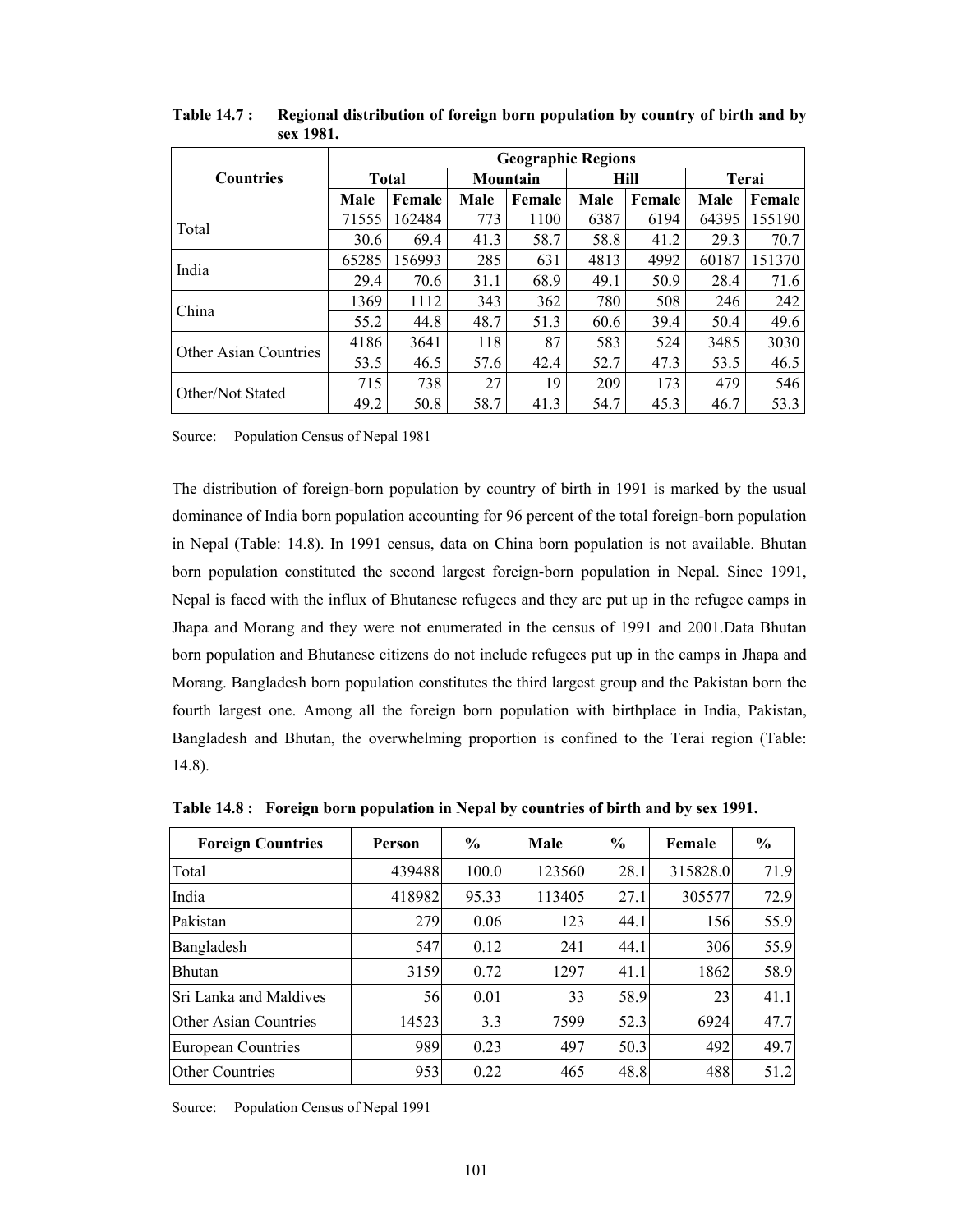**Table 14.7 : Regional distribution of foreign born population by country of birth and by sex 1981.**

| Countries | Geographic Regions | | | | | | | |
|---|---|---|---|---|---|---|---|---|
| | Total | | Mountain | | Hill | | Terai | |
| | Male | Female | Male | Female | Male | Female | Male | Female |
| Total | 71555 | 162484 | 773 | 1100 | 6387 | 6194 | 64395 | 155190 |
| | 30.6 | 69.4 | 41.3 | 58.7 | 58.8 | 41.2 | 29.3 | 70.7 |
| India | 65285 | 156993 | 285 | 631 | 4813 | 4992 | 60187 | 151370 |
| | 29.4 | 70.6 | 31.1 | 68.9 | 49.1 | 50.9 | 28.4 | 71.6 |
| China | 1369 | 1112 | 343 | 362 | 780 | 508 | 246 | 242 |
| | 55.2 | 44.8 | 48.7 | 51.3 | 60.6 | 39.4 | 50.4 | 49.6 |
| Other Asian Countries | 4186 | 3641 | 118 | 87 | 583 | 524 | 3485 | 3030 |
| | 53.5 | 46.5 | 57.6 | 42.4 | 52.7 | 47.3 | 53.5 | 46.5 |
| Other/Not Stated | 715 | 738 | 27 | 19 | 209 | 173 | 479 | 546 |
| | 49.2 | 50.8 | 58.7 | 41.3 | 54.7 | 45.3 | 46.7 | 53.3 |

Source: Population Census of Nepal 1981

The distribution of foreign-born population by country of birth in 1991 is marked by the usual dominance of India born population accounting for 96 percent of the total foreign-born population in Nepal (Table: 14.8). In 1991 census, data on China born population is not available. Bhutan born population constituted the second largest foreign-born population in Nepal. Since 1991, Nepal is faced with the influx of Bhutanese refugees and they are put up in the refugee camps in Jhapa and Morang and they were not enumerated in the census of 1991 and 2001.Data Bhutan born population and Bhutanese citizens do not include refugees put up in the camps in Jhapa and Morang. Bangladesh born population constitutes the third largest group and the Pakistan born the fourth largest one. Among all the foreign born population with birthplace in India, Pakistan, Bangladesh and Bhutan, the overwhelming proportion is confined to the Terai region (Table: 14.8).

**Table 14.8 : Foreign born population in Nepal by countries of birth and by sex 1991.**

| Foreign Countries | Person | % | Male | % | Female | % |
|---|---|---|---|---|---|---|
| Total | 439488 | 100.0 | 123560 | 28.1 | 315828.0 | 71.9 |
| India | 418982 | 95.33 | 113405 | 27.1 | 305577 | 72.9 |
| Pakistan | 279 | 0.06 | 123 | 44.1 | 156 | 55.9 |
| Bangladesh | 547 | 0.12 | 241 | 44.1 | 306 | 55.9 |
| Bhutan | 3159 | 0.72 | 1297 | 41.1 | 1862 | 58.9 |
| Sri Lanka and Maldives | 56 | 0.01 | 33 | 58.9 | 23 | 41.1 |
| Other Asian Countries | 14523 | 3.3 | 7599 | 52.3 | 6924 | 47.7 |
| European Countries | 989 | 0.23 | 497 | 50.3 | 492 | 49.7 |
| Other Countries | 953 | 0.22 | 465 | 48.8 | 488 | 51.2 |

Source: Population Census of Nepal 1991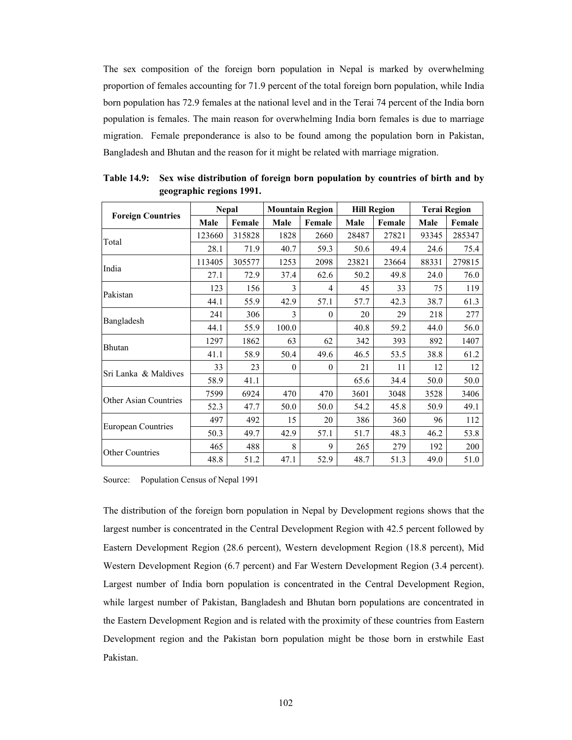The sex composition of the foreign born population in Nepal is marked by overwhelming proportion of females accounting for 71.9 percent of the total foreign born population, while India born population has 72.9 females at the national level and in the Terai 74 percent of the India born population is females. The main reason for overwhelming India born females is due to marriage migration. Female preponderance is also to be found among the population born in Pakistan, Bangladesh and Bhutan and the reason for it might be related with marriage migration.

**Table 14.9: Sex wise distribution of foreign born population by countries of birth and by geographic regions 1991.**

| Foreign Countries | Nepal | | Mountain Region | | Hill Region | | Terai Region | |
|---|---|---|---|---|---|---|---|---|
| | Male | Female | Male | Female | Male | Female | Male | Female |
| Total | 123660 | 315828 | 1828 | 2660 | 28487 | 27821 | 93345 | 285347 |
| | 28.1 | 71.9 | 40.7 | 59.3 | 50.6 | 49.4 | 24.6 | 75.4 |
| India | 113405 | 305577 | 1253 | 2098 | 23821 | 23664 | 88331 | 279815 |
| | 27.1 | 72.9 | 37.4 | 62.6 | 50.2 | 49.8 | 24.0 | 76.0 |
| Pakistan | 123 | 156 | 3 | 4 | 45 | 33 | 75 | 119 |
| | 44.1 | 55.9 | 42.9 | 57.1 | 57.7 | 42.3 | 38.7 | 61.3 |
| Bangladesh | 241 | 306 | 3 | 0 | 20 | 29 | 218 | 277 |
| | 44.1 | 55.9 | 100.0 | | 40.8 | 59.2 | 44.0 | 56.0 |
| Bhutan | 1297 | 1862 | 63 | 62 | 342 | 393 | 892 | 1407 |
| | 41.1 | 58.9 | 50.4 | 49.6 | 46.5 | 53.5 | 38.8 | 61.2 |
| Sri Lanka & Maldives | 33 | 23 | 0 | 0 | 21 | 11 | 12 | 12 |
| | 58.9 | 41.1 | | | 65.6 | 34.4 | 50.0 | 50.0 |
| Other Asian Countries | 7599 | 6924 | 470 | 470 | 3601 | 3048 | 3528 | 3406 |
| | 52.3 | 47.7 | 50.0 | 50.0 | 54.2 | 45.8 | 50.9 | 49.1 |
| European Countries | 497 | 492 | 15 | 20 | 386 | 360 | 96 | 112 |
| | 50.3 | 49.7 | 42.9 | 57.1 | 51.7 | 48.3 | 46.2 | 53.8 |
| Other Countries | 465 | 488 | 8 | 9 | 265 | 279 | 192 | 200 |
| | 48.8 | 51.2 | 47.1 | 52.9 | 48.7 | 51.3 | 49.0 | 51.0 |

Source: Population Census of Nepal 1991

The distribution of the foreign born population in Nepal by Development regions shows that the largest number is concentrated in the Central Development Region with 42.5 percent followed by Eastern Development Region (28.6 percent), Western development Region (18.8 percent), Mid Western Development Region (6.7 percent) and Far Western Development Region (3.4 percent). Largest number of India born population is concentrated in the Central Development Region, while largest number of Pakistan, Bangladesh and Bhutan born populations are concentrated in the Eastern Development Region and is related with the proximity of these countries from Eastern Development region and the Pakistan born population might be those born in erstwhile East Pakistan.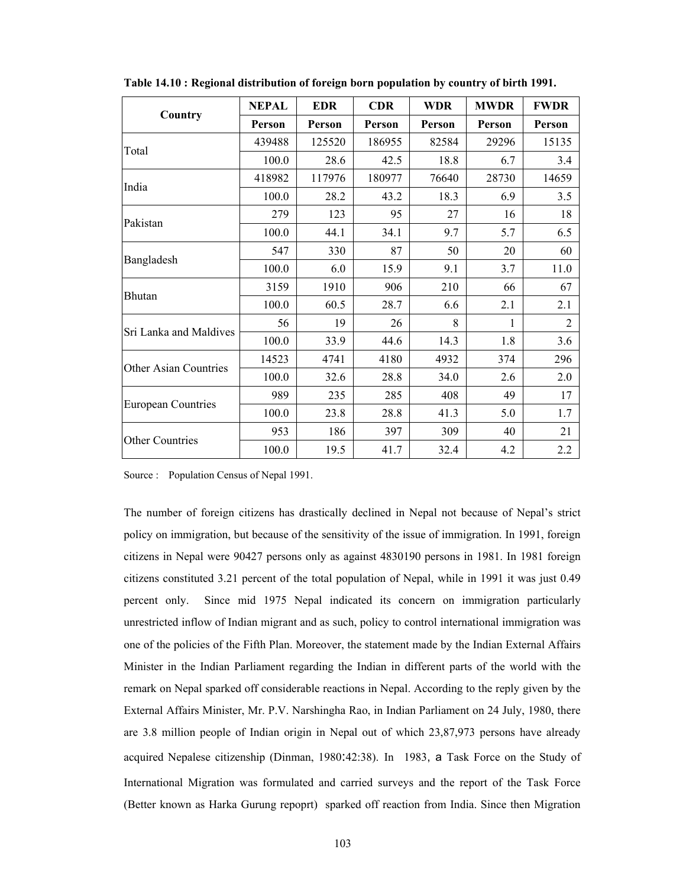**Table 14.10 : Regional distribution of foreign born population by country of birth 1991.**

| Country | NEPAL | EDR | CDR | WDR | MWDR | FWDR |
|---|---|---|---|---|---|---|
| | Person | Person | Person | Person | Person | Person |
| Total | 439488 | 125520 | 186955 | 82584 | 29296 | 15135 |
| | 100.0 | 28.6 | 42.5 | 18.8 | 6.7 | 3.4 |
| India | 418982 | 117976 | 180977 | 76640 | 28730 | 14659 |
| | 100.0 | 28.2 | 43.2 | 18.3 | 6.9 | 3.5 |
| Pakistan | 279 | 123 | 95 | 27 | 16 | 18 |
| | 100.0 | 44.1 | 34.1 | 9.7 | 5.7 | 6.5 |
| Bangladesh | 547 | 330 | 87 | 50 | 20 | 60 |
| | 100.0 | 6.0 | 15.9 | 9.1 | 3.7 | 11.0 |
| Bhutan | 3159 | 1910 | 906 | 210 | 66 | 67 |
| | 100.0 | 60.5 | 28.7 | 6.6 | 2.1 | 2.1 |
| Sri Lanka and Maldives | 56 | 19 | 26 | 8 | 1 | 2 |
| | 100.0 | 33.9 | 44.6 | 14.3 | 1.8 | 3.6 |
| Other Asian Countries | 14523 | 4741 | 4180 | 4932 | 374 | 296 |
| | 100.0 | 32.6 | 28.8 | 34.0 | 2.6 | 2.0 |
| European Countries | 989 | 235 | 285 | 408 | 49 | 17 |
| | 100.0 | 23.8 | 28.8 | 41.3 | 5.0 | 1.7 |
| Other Countries | 953 | 186 | 397 | 309 | 40 | 21 |
| | 100.0 | 19.5 | 41.7 | 32.4 | 4.2 | 2.2 |

Source : Population Census of Nepal 1991.

The number of foreign citizens has drastically declined in Nepal not because of Nepal's strict policy on immigration, but because of the sensitivity of the issue of immigration. In 1991, foreign citizens in Nepal were 90427 persons only as against 4830190 persons in 1981. In 1981 foreign citizens constituted 3.21 percent of the total population of Nepal, while in 1991 it was just 0.49 percent only. Since mid 1975 Nepal indicated its concern on immigration particularly unrestricted inflow of Indian migrant and as such, policy to control international immigration was one of the policies of the Fifth Plan. Moreover, the statement made by the Indian External Affairs Minister in the Indian Parliament regarding the Indian in different parts of the world with the remark on Nepal sparked off considerable reactions in Nepal. According to the reply given by the External Affairs Minister, Mr. P.V. Narshingha Rao, in Indian Parliament on 24 July, 1980, there are 3.8 million people of Indian origin in Nepal out of which 23,87,973 persons have already acquired Nepalese citizenship (Dinman, 1980:42:38). In 1983, a Task Force on the Study of International Migration was formulated and carried surveys and the report of the Task Force (Better known as Harka Gurung repoprt) sparked off reaction from India. Since then Migration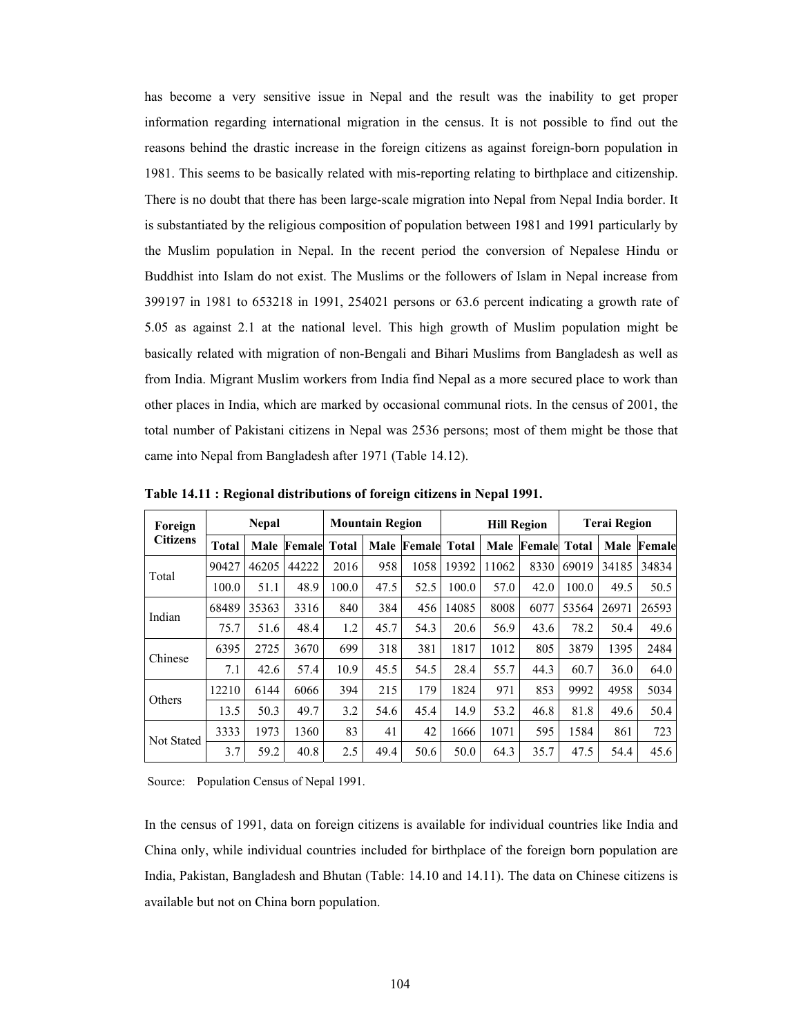has become a very sensitive issue in Nepal and the result was the inability to get proper information regarding international migration in the census. It is not possible to find out the reasons behind the drastic increase in the foreign citizens as against foreign-born population in 1981. This seems to be basically related with mis-reporting relating to birthplace and citizenship. There is no doubt that there has been large-scale migration into Nepal from Nepal India border. It is substantiated by the religious composition of population between 1981 and 1991 particularly by the Muslim population in Nepal. In the recent period the conversion of Nepalese Hindu or Buddhist into Islam do not exist. The Muslims or the followers of Islam in Nepal increase from 399197 in 1981 to 653218 in 1991, 254021 persons or 63.6 percent indicating a growth rate of 5.05 as against 2.1 at the national level. This high growth of Muslim population might be basically related with migration of non-Bengali and Bihari Muslims from Bangladesh as well as from India. Migrant Muslim workers from India find Nepal as a more secured place to work than other places in India, which are marked by occasional communal riots. In the census of 2001, the total number of Pakistani citizens in Nepal was 2536 persons; most of them might be those that came into Nepal from Bangladesh after 1971 (Table 14.12).

**Table 14.11 : Regional distributions of foreign citizens in Nepal 1991.**

| Foreign Citizens | Nepal | | | Mountain Region | | | Hill Region | | | Terai Region | | |
|---|---|---|---|---|---|---|---|---|---|---|---|---|
| | Total | Male | Female | Total | Male | Female | Total | Male | Female | Total | Male | Female |
| Total | 90427 | 46205 | 44222 | 2016 | 958 | 1058 | 19392 | 11062 | 8330 | 69019 | 34185 | 34834 |
| | 100.0 | 51.1 | 48.9 | 100.0 | 47.5 | 52.5 | 100.0 | 57.0 | 42.0 | 100.0 | 49.5 | 50.5 |
| Indian | 68489 | 35363 | 3316 | 840 | 384 | 456 | 14085 | 8008 | 6077 | 53564 | 26971 | 26593 |
| | 75.7 | 51.6 | 48.4 | 1.2 | 45.7 | 54.3 | 20.6 | 56.9 | 43.6 | 78.2 | 50.4 | 49.6 |
| Chinese | 6395 | 2725 | 3670 | 699 | 318 | 381 | 1817 | 1012 | 805 | 3879 | 1395 | 2484 |
| | 7.1 | 42.6 | 57.4 | 10.9 | 45.5 | 54.5 | 28.4 | 55.7 | 44.3 | 60.7 | 36.0 | 64.0 |
| Others | 12210 | 6144 | 6066 | 394 | 215 | 179 | 1824 | 971 | 853 | 9992 | 4958 | 5034 |
| | 13.5 | 50.3 | 49.7 | 3.2 | 54.6 | 45.4 | 14.9 | 53.2 | 46.8 | 81.8 | 49.6 | 50.4 |
| Not Stated | 3333 | 1973 | 1360 | 83 | 41 | 42 | 1666 | 1071 | 595 | 1584 | 861 | 723 |
| | 3.7 | 59.2 | 40.8 | 2.5 | 49.4 | 50.6 | 50.0 | 64.3 | 35.7 | 47.5 | 54.4 | 45.6 |

Source: Population Census of Nepal 1991.

In the census of 1991, data on foreign citizens is available for individual countries like India and China only, while individual countries included for birthplace of the foreign born population are India, Pakistan, Bangladesh and Bhutan (Table: 14.10 and 14.11). The data on Chinese citizens is available but not on China born population.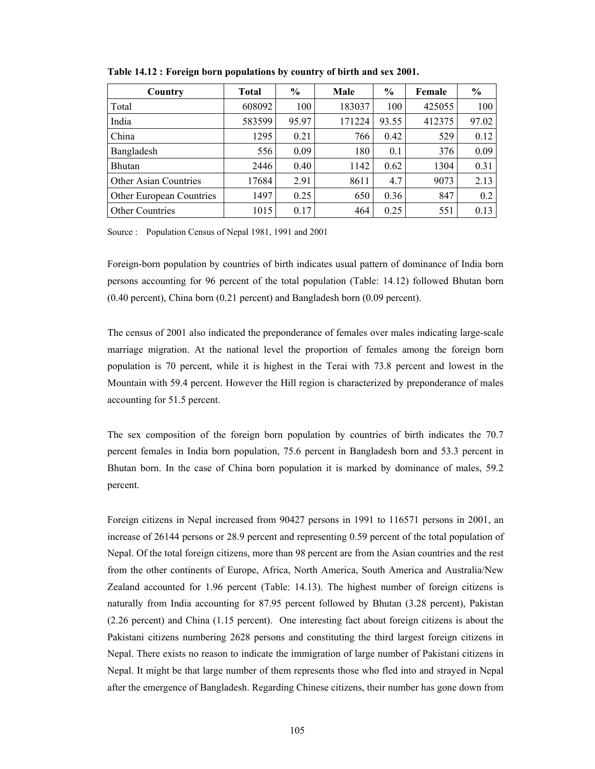**Table 14.12 : Foreign born populations by country of birth and sex 2001.**

| Country | Total | % | Male | % | Female | % |
|---|---|---|---|---|---|---|
| Total | 608092 | 100 | 183037 | 100 | 425055 | 100 |
| India | 583599 | 95.97 | 171224 | 93.55 | 412375 | 97.02 |
| China | 1295 | 0.21 | 766 | 0.42 | 529 | 0.12 |
| Bangladesh | 556 | 0.09 | 180 | 0.1 | 376 | 0.09 |
| Bhutan | 2446 | 0.40 | 1142 | 0.62 | 1304 | 0.31 |
| Other Asian Countries | 17684 | 2.91 | 8611 | 4.7 | 9073 | 2.13 |
| Other European Countries | 1497 | 0.25 | 650 | 0.36 | 847 | 0.2 |
| Other Countries | 1015 | 0.17 | 464 | 0.25 | 551 | 0.13 |

Source : Population Census of Nepal 1981, 1991 and 2001

Foreign-born population by countries of birth indicates usual pattern of dominance of India born persons accounting for 96 percent of the total population (Table: 14.12) followed Bhutan born (0.40 percent), China born (0.21 percent) and Bangladesh born (0.09 percent).

The census of 2001 also indicated the preponderance of females over males indicating large-scale marriage migration. At the national level the proportion of females among the foreign born population is 70 percent, while it is highest in the Terai with 73.8 percent and lowest in the Mountain with 59.4 percent. However the Hill region is characterized by preponderance of males accounting for 51.5 percent.

The sex composition of the foreign born population by countries of birth indicates the 70.7 percent females in India born population, 75.6 percent in Bangladesh born and 53.3 percent in Bhutan born. In the case of China born population it is marked by dominance of males, 59.2 percent.

Foreign citizens in Nepal increased from 90427 persons in 1991 to 116571 persons in 2001, an increase of 26144 persons or 28.9 percent and representing 0.59 percent of the total population of Nepal. Of the total foreign citizens, more than 98 percent are from the Asian countries and the rest from the other continents of Europe, Africa, North America, South America and Australia/New Zealand accounted for 1.96 percent (Table: 14.13). The highest number of foreign citizens is naturally from India accounting for 87.95 percent followed by Bhutan (3.28 percent), Pakistan (2.26 percent) and China (1.15 percent). One interesting fact about foreign citizens is about the Pakistani citizens numbering 2628 persons and constituting the third largest foreign citizens in Nepal. There exists no reason to indicate the immigration of large number of Pakistani citizens in Nepal. It might be that large number of them represents those who fled into and strayed in Nepal after the emergence of Bangladesh. Regarding Chinese citizens, their number has gone down from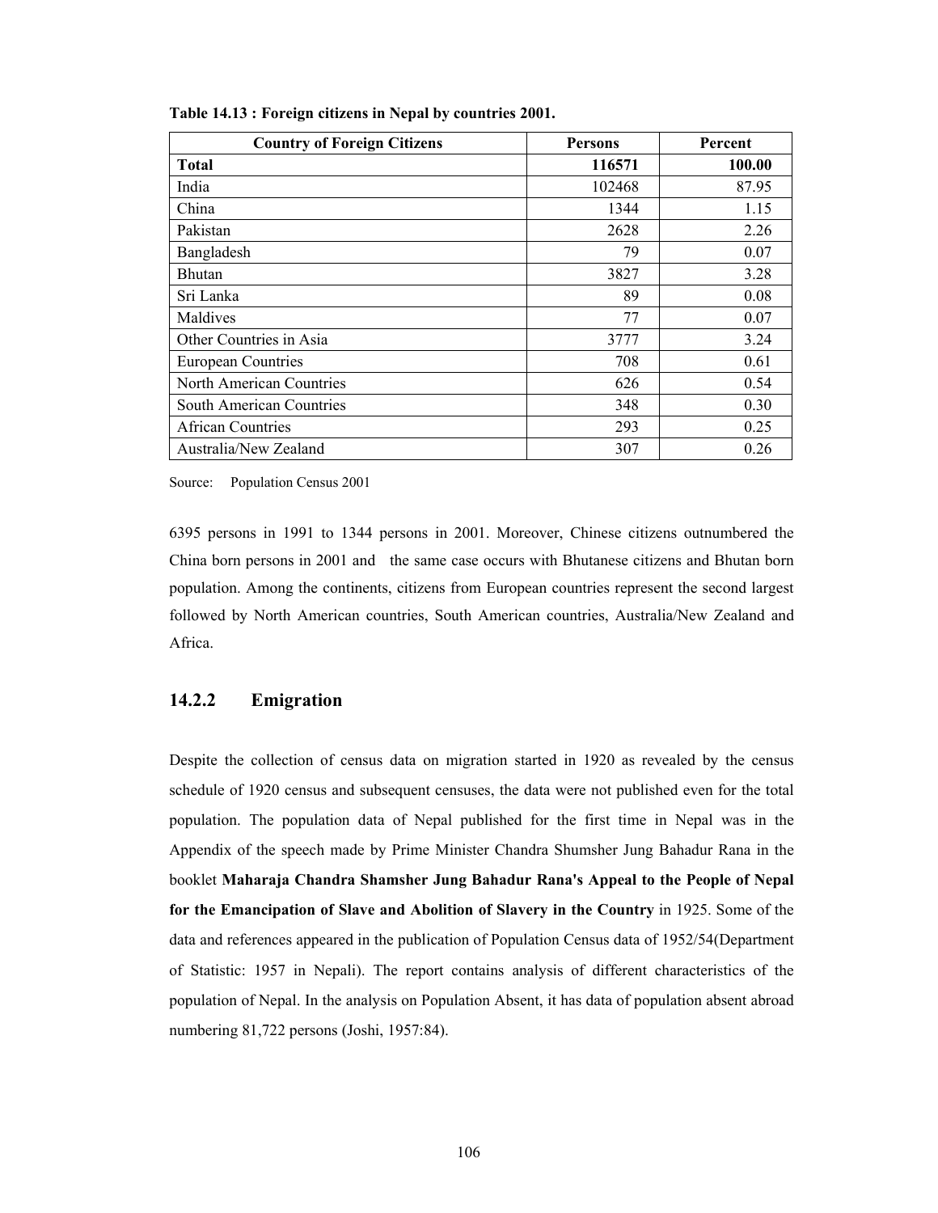**Table 14.13 : Foreign citizens in Nepal by countries 2001.**

| Country of Foreign Citizens | Persons | Percent |
|---|---|---|
| **Total** | **116571** | **100.00** |
| India | 102468 | 87.95 |
| China | 1344 | 1.15 |
| Pakistan | 2628 | 2.26 |
| Bangladesh | 79 | 0.07 |
| Bhutan | 3827 | 3.28 |
| Sri Lanka | 89 | 0.08 |
| Maldives | 77 | 0.07 |
| Other Countries in Asia | 3777 | 3.24 |
| European Countries | 708 | 0.61 |
| North American Countries | 626 | 0.54 |
| South American Countries | 348 | 0.30 |
| African Countries | 293 | 0.25 |
| Australia/New Zealand | 307 | 0.26 |

Source: Population Census 2001

6395 persons in 1991 to 1344 persons in 2001. Moreover, Chinese citizens outnumbered the China born persons in 2001 and the same case occurs with Bhutanese citizens and Bhutan born population. Among the continents, citizens from European countries represent the second largest followed by North American countries, South American countries, Australia/New Zealand and Africa.

### 14.2.2 Emigration

Despite the collection of census data on migration started in 1920 as revealed by the census schedule of 1920 census and subsequent censuses, the data were not published even for the total population. The population data of Nepal published for the first time in Nepal was in the Appendix of the speech made by Prime Minister Chandra Shumsher Jung Bahadur Rana in the booklet **Maharaja Chandra Shamsher Jung Bahadur Rana's Appeal to the People of Nepal for the Emancipation of Slave and Abolition of Slavery in the Country** in 1925. Some of the data and references appeared in the publication of Population Census data of 1952/54(Department of Statistic: 1957 in Nepali). The report contains analysis of different characteristics of the population of Nepal. In the analysis on Population Absent, it has data of population absent abroad numbering 81,722 persons (Joshi, 1957:84).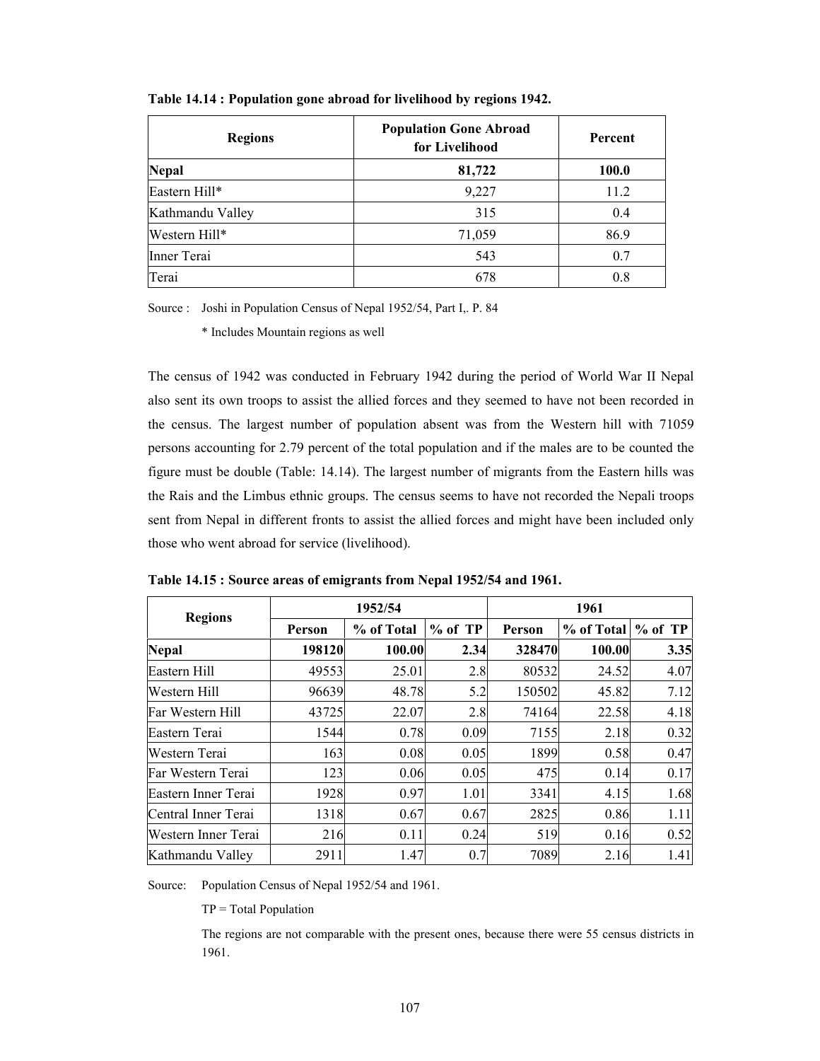**Table 14.14 : Population gone abroad for livelihood by regions 1942.**

| Regions | Population Gone Abroad for Livelihood | Percent |
|---|---|---|
| **Nepal** | **81,722** | **100.0** |
| Eastern Hill* | 9,227 | 11.2 |
| Kathmandu Valley | 315 | 0.4 |
| Western Hill* | 71,059 | 86.9 |
| Inner Terai | 543 | 0.7 |
| Terai | 678 | 0.8 |

Source : Joshi in Population Census of Nepal 1952/54, Part I,. P. 84

\* Includes Mountain regions as well

The census of 1942 was conducted in February 1942 during the period of World War II Nepal also sent its own troops to assist the allied forces and they seemed to have not been recorded in the census. The largest number of population absent was from the Western hill with 71059 persons accounting for 2.79 percent of the total population and if the males are to be counted the figure must be double (Table: 14.14). The largest number of migrants from the Eastern hills was the Rais and the Limbus ethnic groups. The census seems to have not recorded the Nepali troops sent from Nepal in different fronts to assist the allied forces and might have been included only those who went abroad for service (livelihood).

**Table 14.15 : Source areas of emigrants from Nepal 1952/54 and 1961.**

| Regions | 1952/54 | | | 1961 | | |
|---|---|---|---|---|---|---|
| | Person | % of Total | % of TP | Person | % of Total | % of TP |
| **Nepal** | **198120** | **100.00** | **2.34** | **328470** | **100.00** | **3.35** |
| Eastern Hill | 49553 | 25.01 | 2.8 | 80532 | 24.52 | 4.07 |
| Western Hill | 96639 | 48.78 | 5.2 | 150502 | 45.82 | 7.12 |
| Far Western Hill | 43725 | 22.07 | 2.8 | 74164 | 22.58 | 4.18 |
| Eastern Terai | 1544 | 0.78 | 0.09 | 7155 | 2.18 | 0.32 |
| Western Terai | 163 | 0.08 | 0.05 | 1899 | 0.58 | 0.47 |
| Far Western Terai | 123 | 0.06 | 0.05 | 475 | 0.14 | 0.17 |
| Eastern Inner Terai | 1928 | 0.97 | 1.01 | 3341 | 4.15 | 1.68 |
| Central Inner Terai | 1318 | 0.67 | 0.67 | 2825 | 0.86 | 1.11 |
| Western Inner Terai | 216 | 0.11 | 0.24 | 519 | 0.16 | 0.52 |
| Kathmandu Valley | 2911 | 1.47 | 0.7 | 7089 | 2.16 | 1.41 |

Source: Population Census of Nepal 1952/54 and 1961.

TP = Total Population

The regions are not comparable with the present ones, because there were 55 census districts in 1961.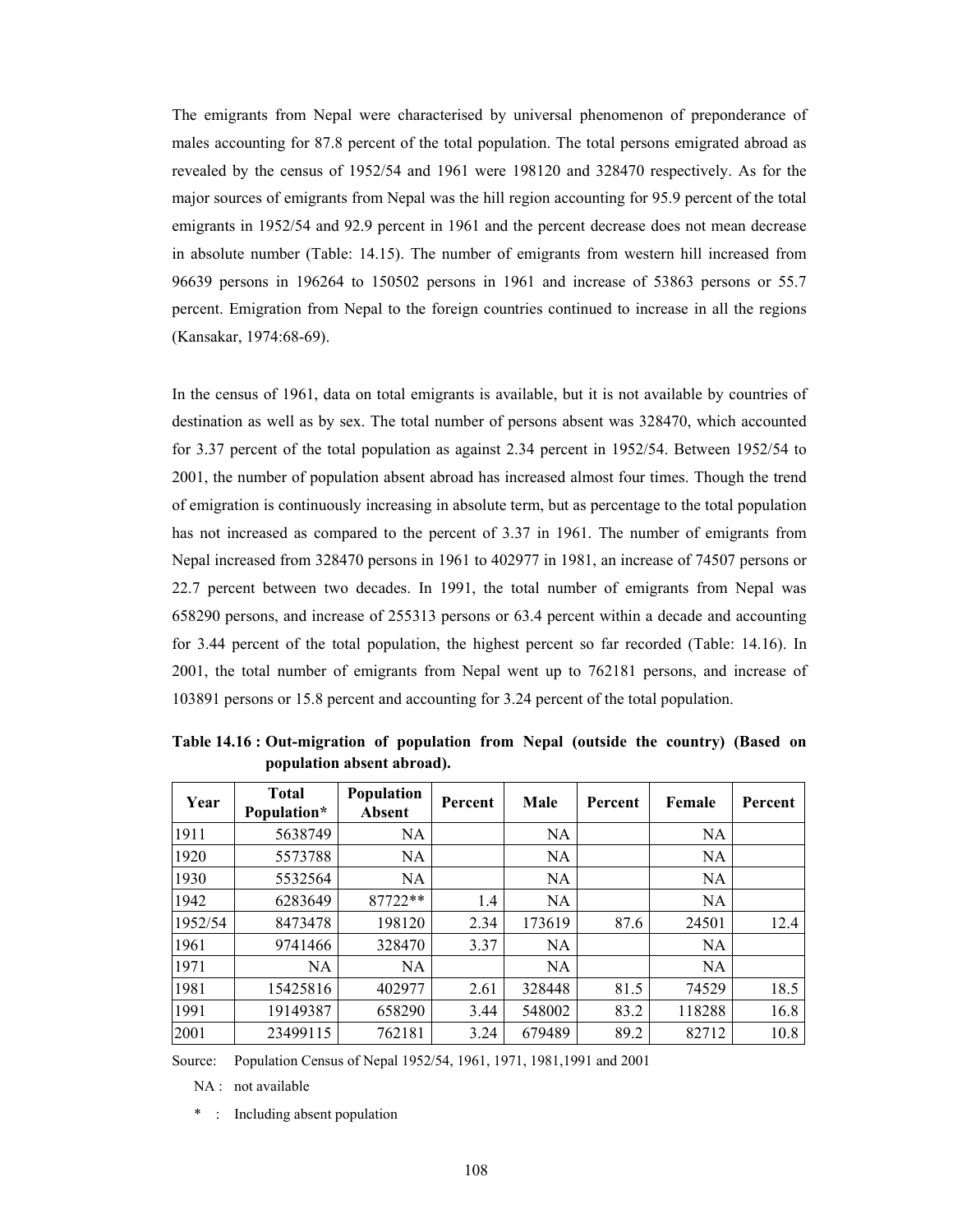The emigrants from Nepal were characterised by universal phenomenon of preponderance of males accounting for 87.8 percent of the total population. The total persons emigrated abroad as revealed by the census of 1952/54 and 1961 were 198120 and 328470 respectively. As for the major sources of emigrants from Nepal was the hill region accounting for 95.9 percent of the total emigrants in 1952/54 and 92.9 percent in 1961 and the percent decrease does not mean decrease in absolute number (Table: 14.15). The number of emigrants from western hill increased from 96639 persons in 196264 to 150502 persons in 1961 and increase of 53863 persons or 55.7 percent. Emigration from Nepal to the foreign countries continued to increase in all the regions (Kansakar, 1974:68-69).

In the census of 1961, data on total emigrants is available, but it is not available by countries of destination as well as by sex. The total number of persons absent was 328470, which accounted for 3.37 percent of the total population as against 2.34 percent in 1952/54. Between 1952/54 to 2001, the number of population absent abroad has increased almost four times. Though the trend of emigration is continuously increasing in absolute term, but as percentage to the total population has not increased as compared to the percent of 3.37 in 1961. The number of emigrants from Nepal increased from 328470 persons in 1961 to 402977 in 1981, an increase of 74507 persons or 22.7 percent between two decades. In 1991, the total number of emigrants from Nepal was 658290 persons, and increase of 255313 persons or 63.4 percent within a decade and accounting for 3.44 percent of the total population, the highest percent so far recorded (Table: 14.16). In 2001, the total number of emigrants from Nepal went up to 762181 persons, and increase of 103891 persons or 15.8 percent and accounting for 3.24 percent of the total population.

**Table 14.16 : Out-migration of population from Nepal (outside the country) (Based on population absent abroad).**

| Year | Total Population* | Population Absent | Percent | Male | Percent | Female | Percent |
|---|---|---|---|---|---|---|---|
| 1911 | 5638749 | NA | | NA | | NA | |
| 1920 | 5573788 | NA | | NA | | NA | |
| 1930 | 5532564 | NA | | NA | | NA | |
| 1942 | 6283649 | 87722** | 1.4 | NA | | NA | |
| 1952/54 | 8473478 | 198120 | 2.34 | 173619 | 87.6 | 24501 | 12.4 |
| 1961 | 9741466 | 328470 | 3.37 | NA | | NA | |
| 1971 | NA | NA | | NA | | NA | |
| 1981 | 15425816 | 402977 | 2.61 | 328448 | 81.5 | 74529 | 18.5 |
| 1991 | 19149387 | 658290 | 3.44 | 548002 | 83.2 | 118288 | 16.8 |
| 2001 | 23499115 | 762181 | 3.24 | 679489 | 89.2 | 82712 | 10.8 |

Source: Population Census of Nepal 1952/54, 1961, 1971, 1981,1991 and 2001

NA : not available

\* : Including absent population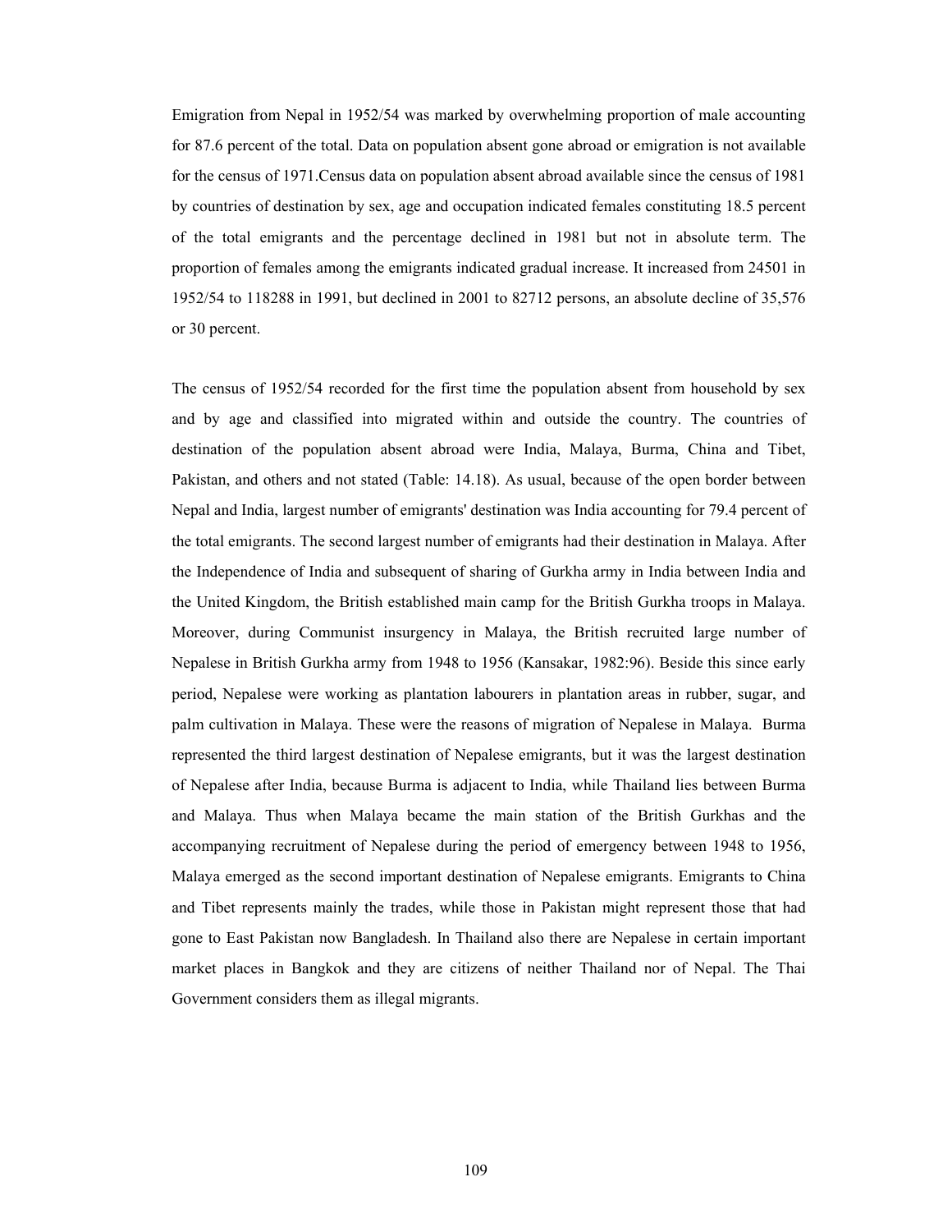Emigration from Nepal in 1952/54 was marked by overwhelming proportion of male accounting for 87.6 percent of the total. Data on population absent gone abroad or emigration is not available for the census of 1971.Census data on population absent abroad available since the census of 1981 by countries of destination by sex, age and occupation indicated females constituting 18.5 percent of the total emigrants and the percentage declined in 1981 but not in absolute term. The proportion of females among the emigrants indicated gradual increase. It increased from 24501 in 1952/54 to 118288 in 1991, but declined in 2001 to 82712 persons, an absolute decline of 35,576 or 30 percent.

The census of 1952/54 recorded for the first time the population absent from household by sex and by age and classified into migrated within and outside the country. The countries of destination of the population absent abroad were India, Malaya, Burma, China and Tibet, Pakistan, and others and not stated (Table: 14.18). As usual, because of the open border between Nepal and India, largest number of emigrants' destination was India accounting for 79.4 percent of the total emigrants. The second largest number of emigrants had their destination in Malaya. After the Independence of India and subsequent of sharing of Gurkha army in India between India and the United Kingdom, the British established main camp for the British Gurkha troops in Malaya. Moreover, during Communist insurgency in Malaya, the British recruited large number of Nepalese in British Gurkha army from 1948 to 1956 (Kansakar, 1982:96). Beside this since early period, Nepalese were working as plantation labourers in plantation areas in rubber, sugar, and palm cultivation in Malaya. These were the reasons of migration of Nepalese in Malaya. Burma represented the third largest destination of Nepalese emigrants, but it was the largest destination of Nepalese after India, because Burma is adjacent to India, while Thailand lies between Burma and Malaya. Thus when Malaya became the main station of the British Gurkhas and the accompanying recruitment of Nepalese during the period of emergency between 1948 to 1956, Malaya emerged as the second important destination of Nepalese emigrants. Emigrants to China and Tibet represents mainly the trades, while those in Pakistan might represent those that had gone to East Pakistan now Bangladesh. In Thailand also there are Nepalese in certain important market places in Bangkok and they are citizens of neither Thailand nor of Nepal. The Thai Government considers them as illegal migrants.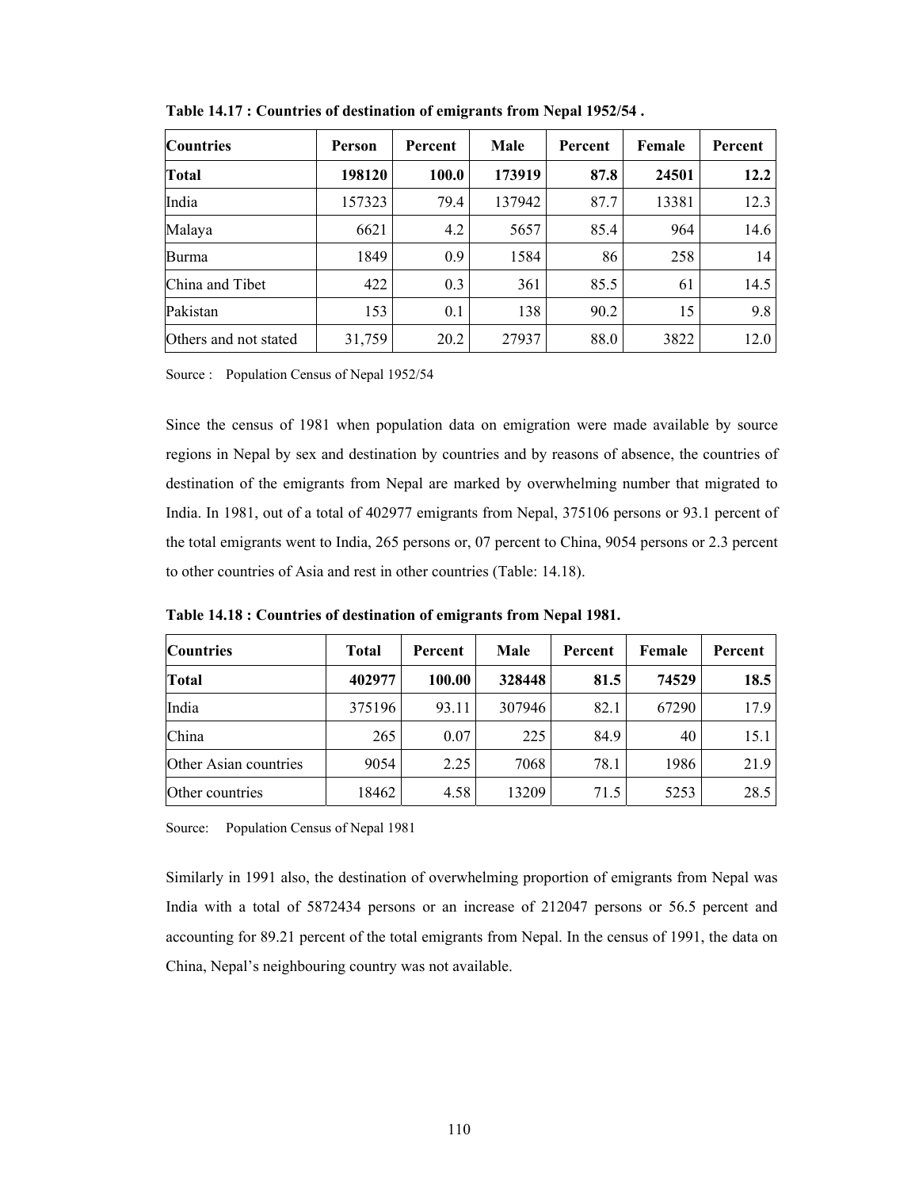**Table 14.17 : Countries of destination of emigrants from Nepal 1952/54 .**

| Countries | Person | Percent | Male | Percent | Female | Percent |
|---|---|---|---|---|---|---|
| **Total** | **198120** | **100.0** | **173919** | **87.8** | **24501** | **12.2** |
| India | 157323 | 79.4 | 137942 | 87.7 | 13381 | 12.3 |
| Malaya | 6621 | 4.2 | 5657 | 85.4 | 964 | 14.6 |
| Burma | 1849 | 0.9 | 1584 | 86 | 258 | 14 |
| China and Tibet | 422 | 0.3 | 361 | 85.5 | 61 | 14.5 |
| Pakistan | 153 | 0.1 | 138 | 90.2 | 15 | 9.8 |
| Others and not stated | 31,759 | 20.2 | 27937 | 88.0 | 3822 | 12.0 |

Source : Population Census of Nepal 1952/54

Since the census of 1981 when population data on emigration were made available by source regions in Nepal by sex and destination by countries and by reasons of absence, the countries of destination of the emigrants from Nepal are marked by overwhelming number that migrated to India. In 1981, out of a total of 402977 emigrants from Nepal, 375106 persons or 93.1 percent of the total emigrants went to India, 265 persons or, 07 percent to China, 9054 persons or 2.3 percent to other countries of Asia and rest in other countries (Table: 14.18).

**Table 14.18 : Countries of destination of emigrants from Nepal 1981.**

| Countries | Total | Percent | Male | Percent | Female | Percent |
|---|---|---|---|---|---|---|
| **Total** | **402977** | **100.00** | **328448** | **81.5** | **74529** | **18.5** |
| India | 375196 | 93.11 | 307946 | 82.1 | 67290 | 17.9 |
| China | 265 | 0.07 | 225 | 84.9 | 40 | 15.1 |
| Other Asian countries | 9054 | 2.25 | 7068 | 78.1 | 1986 | 21.9 |
| Other countries | 18462 | 4.58 | 13209 | 71.5 | 5253 | 28.5 |

Source: Population Census of Nepal 1981

Similarly in 1991 also, the destination of overwhelming proportion of emigrants from Nepal was India with a total of 5872434 persons or an increase of 212047 persons or 56.5 percent and accounting for 89.21 percent of the total emigrants from Nepal. In the census of 1991, the data on China, Nepal's neighbouring country was not available.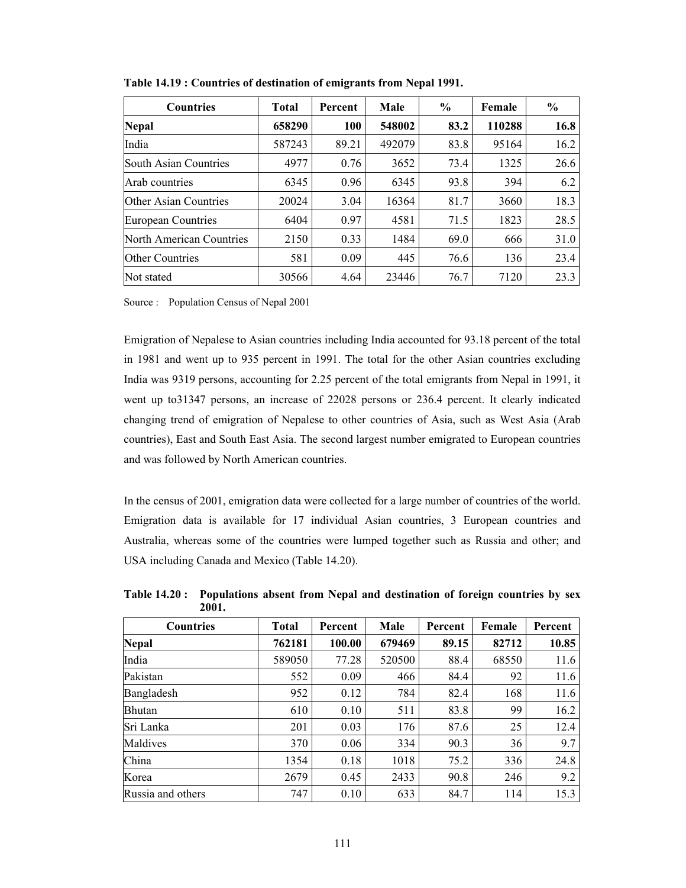**Table 14.19 : Countries of destination of emigrants from Nepal 1991.**

| Countries | Total | Percent | Male | % | Female | % |
|---|---|---|---|---|---|---|
| **Nepal** | **658290** | **100** | **548002** | **83.2** | **110288** | **16.8** |
| India | 587243 | 89.21 | 492079 | 83.8 | 95164 | 16.2 |
| South Asian Countries | 4977 | 0.76 | 3652 | 73.4 | 1325 | 26.6 |
| Arab countries | 6345 | 0.96 | 6345 | 93.8 | 394 | 6.2 |
| Other Asian Countries | 20024 | 3.04 | 16364 | 81.7 | 3660 | 18.3 |
| European Countries | 6404 | 0.97 | 4581 | 71.5 | 1823 | 28.5 |
| North American Countries | 2150 | 0.33 | 1484 | 69.0 | 666 | 31.0 |
| Other Countries | 581 | 0.09 | 445 | 76.6 | 136 | 23.4 |
| Not stated | 30566 | 4.64 | 23446 | 76.7 | 7120 | 23.3 |

Source : Population Census of Nepal 2001

Emigration of Nepalese to Asian countries including India accounted for 93.18 percent of the total in 1981 and went up to 935 percent in 1991. The total for the other Asian countries excluding India was 9319 persons, accounting for 2.25 percent of the total emigrants from Nepal in 1991, it went up to31347 persons, an increase of 22028 persons or 236.4 percent. It clearly indicated changing trend of emigration of Nepalese to other countries of Asia, such as West Asia (Arab countries), East and South East Asia. The second largest number emigrated to European countries and was followed by North American countries.

In the census of 2001, emigration data were collected for a large number of countries of the world. Emigration data is available for 17 individual Asian countries, 3 European countries and Australia, whereas some of the countries were lumped together such as Russia and other; and USA including Canada and Mexico (Table 14.20).

**Table 14.20 : Populations absent from Nepal and destination of foreign countries by sex 2001.**

| Countries | Total | Percent | Male | Percent | Female | Percent |
|---|---|---|---|---|---|---|
| **Nepal** | **762181** | **100.00** | **679469** | **89.15** | **82712** | **10.85** |
| India | 589050 | 77.28 | 520500 | 88.4 | 68550 | 11.6 |
| Pakistan | 552 | 0.09 | 466 | 84.4 | 92 | 11.6 |
| Bangladesh | 952 | 0.12 | 784 | 82.4 | 168 | 11.6 |
| Bhutan | 610 | 0.10 | 511 | 83.8 | 99 | 16.2 |
| Sri Lanka | 201 | 0.03 | 176 | 87.6 | 25 | 12.4 |
| Maldives | 370 | 0.06 | 334 | 90.3 | 36 | 9.7 |
| China | 1354 | 0.18 | 1018 | 75.2 | 336 | 24.8 |
| Korea | 2679 | 0.45 | 2433 | 90.8 | 246 | 9.2 |
| Russia and others | 747 | 0.10 | 633 | 84.7 | 114 | 15.3 |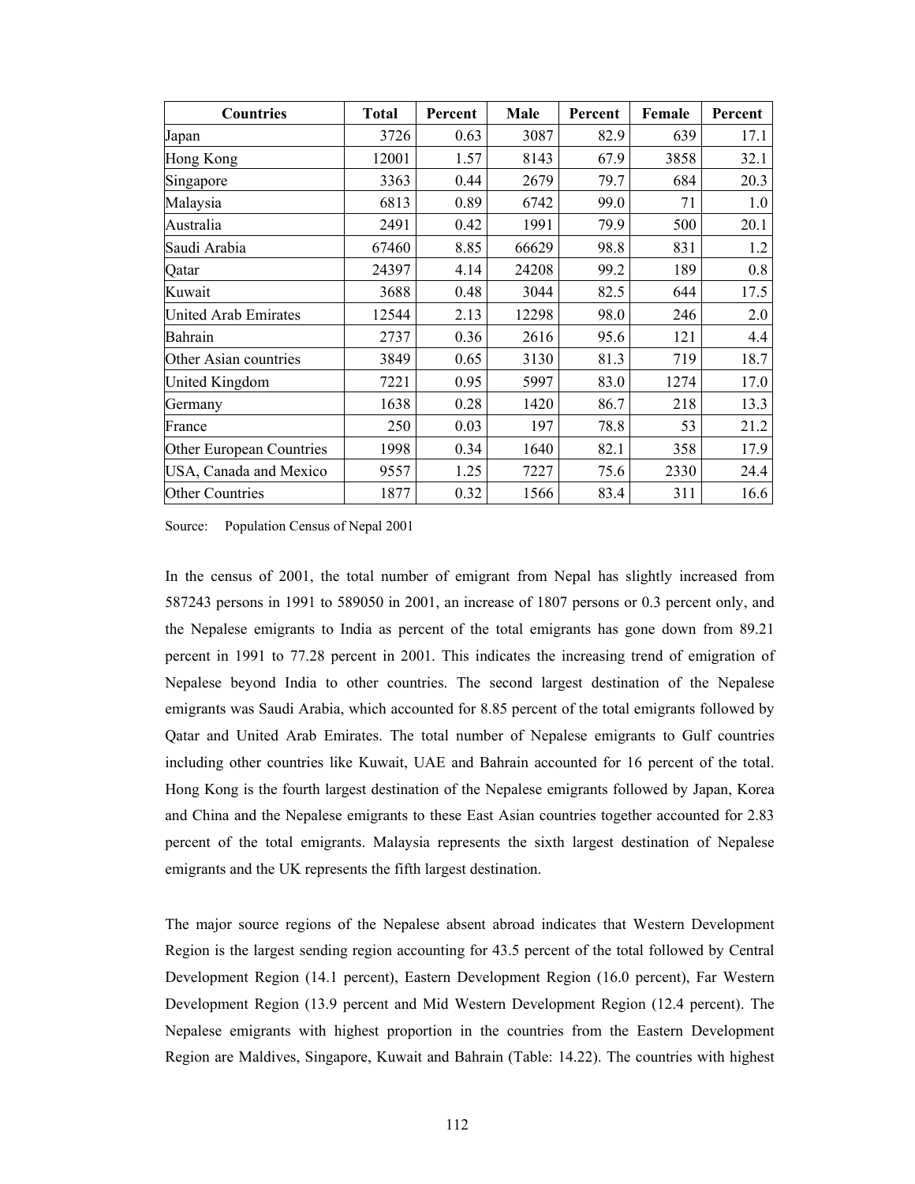| Countries | Total | Percent | Male | Percent | Female | Percent |
|---|---|---|---|---|---|---|
| Japan | 3726 | 0.63 | 3087 | 82.9 | 639 | 17.1 |
| Hong Kong | 12001 | 1.57 | 8143 | 67.9 | 3858 | 32.1 |
| Singapore | 3363 | 0.44 | 2679 | 79.7 | 684 | 20.3 |
| Malaysia | 6813 | 0.89 | 6742 | 99.0 | 71 | 1.0 |
| Australia | 2491 | 0.42 | 1991 | 79.9 | 500 | 20.1 |
| Saudi Arabia | 67460 | 8.85 | 66629 | 98.8 | 831 | 1.2 |
| Qatar | 24397 | 4.14 | 24208 | 99.2 | 189 | 0.8 |
| Kuwait | 3688 | 0.48 | 3044 | 82.5 | 644 | 17.5 |
| United Arab Emirates | 12544 | 2.13 | 12298 | 98.0 | 246 | 2.0 |
| Bahrain | 2737 | 0.36 | 2616 | 95.6 | 121 | 4.4 |
| Other Asian countries | 3849 | 0.65 | 3130 | 81.3 | 719 | 18.7 |
| United Kingdom | 7221 | 0.95 | 5997 | 83.0 | 1274 | 17.0 |
| Germany | 1638 | 0.28 | 1420 | 86.7 | 218 | 13.3 |
| France | 250 | 0.03 | 197 | 78.8 | 53 | 21.2 |
| Other European Countries | 1998 | 0.34 | 1640 | 82.1 | 358 | 17.9 |
| USA, Canada and Mexico | 9557 | 1.25 | 7227 | 75.6 | 2330 | 24.4 |
| Other Countries | 1877 | 0.32 | 1566 | 83.4 | 311 | 16.6 |

Source: Population Census of Nepal 2001

In the census of 2001, the total number of emigrant from Nepal has slightly increased from 587243 persons in 1991 to 589050 in 2001, an increase of 1807 persons or 0.3 percent only, and the Nepalese emigrants to India as percent of the total emigrants has gone down from 89.21 percent in 1991 to 77.28 percent in 2001. This indicates the increasing trend of emigration of Nepalese beyond India to other countries. The second largest destination of the Nepalese emigrants was Saudi Arabia, which accounted for 8.85 percent of the total emigrants followed by Qatar and United Arab Emirates. The total number of Nepalese emigrants to Gulf countries including other countries like Kuwait, UAE and Bahrain accounted for 16 percent of the total. Hong Kong is the fourth largest destination of the Nepalese emigrants followed by Japan, Korea and China and the Nepalese emigrants to these East Asian countries together accounted for 2.83 percent of the total emigrants. Malaysia represents the sixth largest destination of Nepalese emigrants and the UK represents the fifth largest destination.

The major source regions of the Nepalese absent abroad indicates that Western Development Region is the largest sending region accounting for 43.5 percent of the total followed by Central Development Region (14.1 percent), Eastern Development Region (16.0 percent), Far Western Development Region (13.9 percent and Mid Western Development Region (12.4 percent). The Nepalese emigrants with highest proportion in the countries from the Eastern Development Region are Maldives, Singapore, Kuwait and Bahrain (Table: 14.22). The countries with highest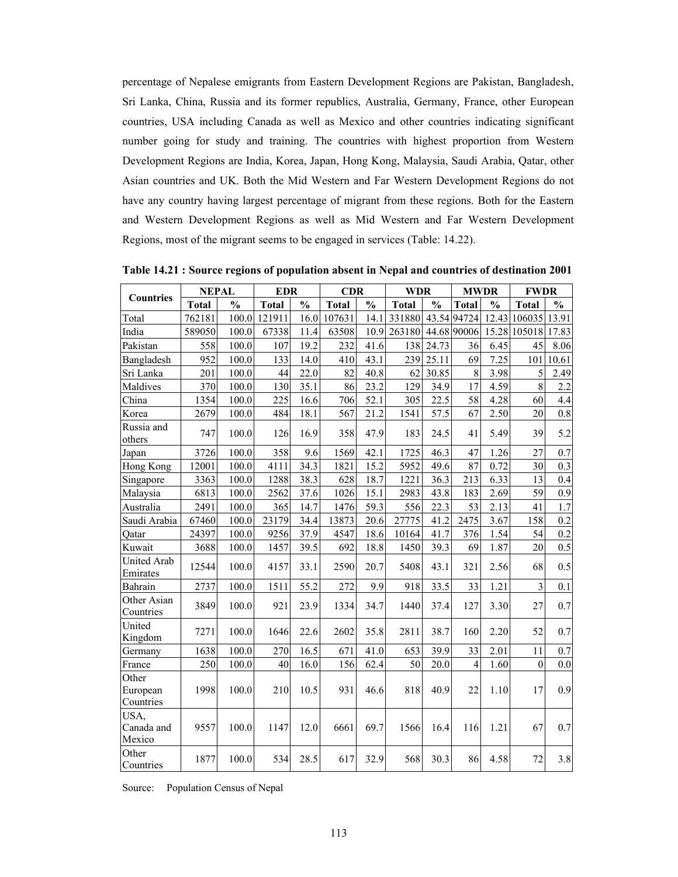percentage of Nepalese emigrants from Eastern Development Regions are Pakistan, Bangladesh, Sri Lanka, China, Russia and its former republics, Australia, Germany, France, other European countries, USA including Canada as well as Mexico and other countries indicating significant number going for study and training. The countries with highest proportion from Western Development Regions are India, Korea, Japan, Hong Kong, Malaysia, Saudi Arabia, Qatar, other Asian countries and UK. Both the Mid Western and Far Western Development Regions do not have any country having largest percentage of migrant from these regions. Both for the Eastern and Western Development Regions as well as Mid Western and Far Western Development Regions, most of the migrant seems to be engaged in services (Table: 14.22).

**Table 14.21 : Source regions of population absent in Nepal and countries of destination 2001**

| Countries | NEPAL | | EDR | | CDR | | WDR | | MWDR | | FWDR | |
|---|---|---|---|---|---|---|---|---|---|---|---|---|
| | Total | % | Total | % | Total | % | Total | % | Total | % | Total | % |
| Total | 762181 | 100.0 | 121911 | 16.0 | 107631 | 14.1 | 331880 | 43.54 | 94724 | 12.43 | 106035 | 13.91 |
| India | 589050 | 100.0 | 67338 | 11.4 | 63508 | 10.9 | 263180 | 44.68 | 90006 | 15.28 | 105018 | 17.83 |
| Pakistan | 558 | 100.0 | 107 | 19.2 | 232 | 41.6 | 138 | 24.73 | 36 | 6.45 | 45 | 8.06 |
| Bangladesh | 952 | 100.0 | 133 | 14.0 | 410 | 43.1 | 239 | 25.11 | 69 | 7.25 | 101 | 10.61 |
| Sri Lanka | 201 | 100.0 | 44 | 22.0 | 82 | 40.8 | 62 | 30.85 | 8 | 3.98 | 5 | 2.49 |
| Maldives | 370 | 100.0 | 130 | 35.1 | 86 | 23.2 | 129 | 34.9 | 17 | 4.59 | 8 | 2.2 |
| China | 1354 | 100.0 | 225 | 16.6 | 706 | 52.1 | 305 | 22.5 | 58 | 4.28 | 60 | 4.4 |
| Korea | 2679 | 100.0 | 484 | 18.1 | 567 | 21.2 | 1541 | 57.5 | 67 | 2.50 | 20 | 0.8 |
| Russia and others | 747 | 100.0 | 126 | 16.9 | 358 | 47.9 | 183 | 24.5 | 41 | 5.49 | 39 | 5.2 |
| Japan | 3726 | 100.0 | 358 | 9.6 | 1569 | 42.1 | 1725 | 46.3 | 47 | 1.26 | 27 | 0.7 |
| Hong Kong | 12001 | 100.0 | 4111 | 34.3 | 1821 | 15.2 | 5952 | 49.6 | 87 | 0.72 | 30 | 0.3 |
| Singapore | 3363 | 100.0 | 1288 | 38.3 | 628 | 18.7 | 1221 | 36.3 | 213 | 6.33 | 13 | 0.4 |
| Malaysia | 6813 | 100.0 | 2562 | 37.6 | 1026 | 15.1 | 2983 | 43.8 | 183 | 2.69 | 59 | 0.9 |
| Australia | 2491 | 100.0 | 365 | 14.7 | 1476 | 59.3 | 556 | 22.3 | 53 | 2.13 | 41 | 1.7 |
| Saudi Arabia | 67460 | 100.0 | 23179 | 34.4 | 13873 | 20.6 | 27775 | 41.2 | 2475 | 3.67 | 158 | 0.2 |
| Qatar | 24397 | 100.0 | 9256 | 37.9 | 4547 | 18.6 | 10164 | 41.7 | 376 | 1.54 | 54 | 0.2 |
| Kuwait | 3688 | 100.0 | 1457 | 39.5 | 692 | 18.8 | 1450 | 39.3 | 69 | 1.87 | 20 | 0.5 |
| United Arab Emirates | 12544 | 100.0 | 4157 | 33.1 | 2590 | 20.7 | 5408 | 43.1 | 321 | 2.56 | 68 | 0.5 |
| Bahrain | 2737 | 100.0 | 1511 | 55.2 | 272 | 9.9 | 918 | 33.5 | 33 | 1.21 | 3 | 0.1 |
| Other Asian Countries | 3849 | 100.0 | 921 | 23.9 | 1334 | 34.7 | 1440 | 37.4 | 127 | 3.30 | 27 | 0.7 |
| United Kingdom | 7271 | 100.0 | 1646 | 22.6 | 2602 | 35.8 | 2811 | 38.7 | 160 | 2.20 | 52 | 0.7 |
| Germany | 1638 | 100.0 | 270 | 16.5 | 671 | 41.0 | 653 | 39.9 | 33 | 2.01 | 11 | 0.7 |
| France | 250 | 100.0 | 40 | 16.0 | 156 | 62.4 | 50 | 20.0 | 4 | 1.60 | 0 | 0.0 |
| Other European Countries | 1998 | 100.0 | 210 | 10.5 | 931 | 46.6 | 818 | 40.9 | 22 | 1.10 | 17 | 0.9 |
| USA, Canada and Mexico | 9557 | 100.0 | 1147 | 12.0 | 6661 | 69.7 | 1566 | 16.4 | 116 | 1.21 | 67 | 0.7 |
| Other Countries | 1877 | 100.0 | 534 | 28.5 | 617 | 32.9 | 568 | 30.3 | 86 | 4.58 | 72 | 3.8 |

Source: Population Census of Nepal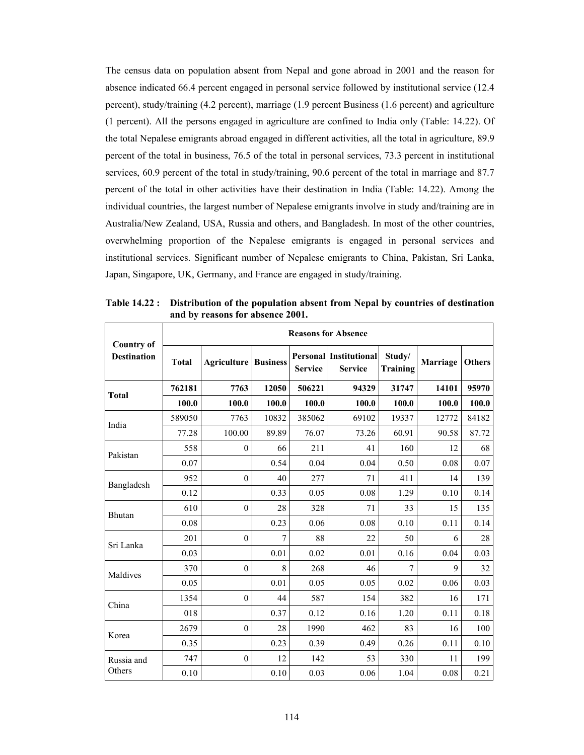The census data on population absent from Nepal and gone abroad in 2001 and the reason for absence indicated 66.4 percent engaged in personal service followed by institutional service (12.4 percent), study/training (4.2 percent), marriage (1.9 percent Business (1.6 percent) and agriculture (1 percent). All the persons engaged in agriculture are confined to India only (Table: 14.22). Of the total Nepalese emigrants abroad engaged in different activities, all the total in agriculture, 89.9 percent of the total in business, 76.5 of the total in personal services, 73.3 percent in institutional services, 60.9 percent of the total in study/training, 90.6 percent of the total in marriage and 87.7 percent of the total in other activities have their destination in India (Table: 14.22). Among the individual countries, the largest number of Nepalese emigrants involve in study and/training are in Australia/New Zealand, USA, Russia and others, and Bangladesh. In most of the other countries, overwhelming proportion of the Nepalese emigrants is engaged in personal services and institutional services. Significant number of Nepalese emigrants to China, Pakistan, Sri Lanka, Japan, Singapore, UK, Germany, and France are engaged in study/training.

**Table 14.22 : Distribution of the population absent from Nepal by countries of destination and by reasons for absence 2001.**

| Country of Destination | Reasons for Absence | | | | | | | |
|---|---|---|---|---|---|---|---|---|
| | **Total** | **Agriculture** | **Business** | **Personal Service** | **Institutional Service** | **Study/ Training** | **Marriage** | **Others** |
| **Total** | **762181** | **7763** | **12050** | **506221** | **94329** | **31747** | **14101** | **95970** |
| | **100.0** | **100.0** | **100.0** | **100.0** | **100.0** | **100.0** | **100.0** | **100.0** |
| India | 589050 | 7763 | 10832 | 385062 | 69102 | 19337 | 12772 | 84182 |
| | 77.28 | 100.00 | 89.89 | 76.07 | 73.26 | 60.91 | 90.58 | 87.72 |
| Pakistan | 558 | 0 | 66 | 211 | 41 | 160 | 12 | 68 |
| | 0.07 | | 0.54 | 0.04 | 0.04 | 0.50 | 0.08 | 0.07 |
| Bangladesh | 952 | 0 | 40 | 277 | 71 | 411 | 14 | 139 |
| | 0.12 | | 0.33 | 0.05 | 0.08 | 1.29 | 0.10 | 0.14 |
| Bhutan | 610 | 0 | 28 | 328 | 71 | 33 | 15 | 135 |
| | 0.08 | | 0.23 | 0.06 | 0.08 | 0.10 | 0.11 | 0.14 |
| Sri Lanka | 201 | 0 | 7 | 88 | 22 | 50 | 6 | 28 |
| | 0.03 | | 0.01 | 0.02 | 0.01 | 0.16 | 0.04 | 0.03 |
| Maldives | 370 | 0 | 8 | 268 | 46 | 7 | 9 | 32 |
| | 0.05 | | 0.01 | 0.05 | 0.05 | 0.02 | 0.06 | 0.03 |
| China | 1354 | 0 | 44 | 587 | 154 | 382 | 16 | 171 |
| | 018 | | 0.37 | 0.12 | 0.16 | 1.20 | 0.11 | 0.18 |
| Korea | 2679 | 0 | 28 | 1990 | 462 | 83 | 16 | 100 |
| | 0.35 | | 0.23 | 0.39 | 0.49 | 0.26 | 0.11 | 0.10 |
| Russia and Others | 747 | 0 | 12 | 142 | 53 | 330 | 11 | 199 |
| | 0.10 | | 0.10 | 0.03 | 0.06 | 1.04 | 0.08 | 0.21 |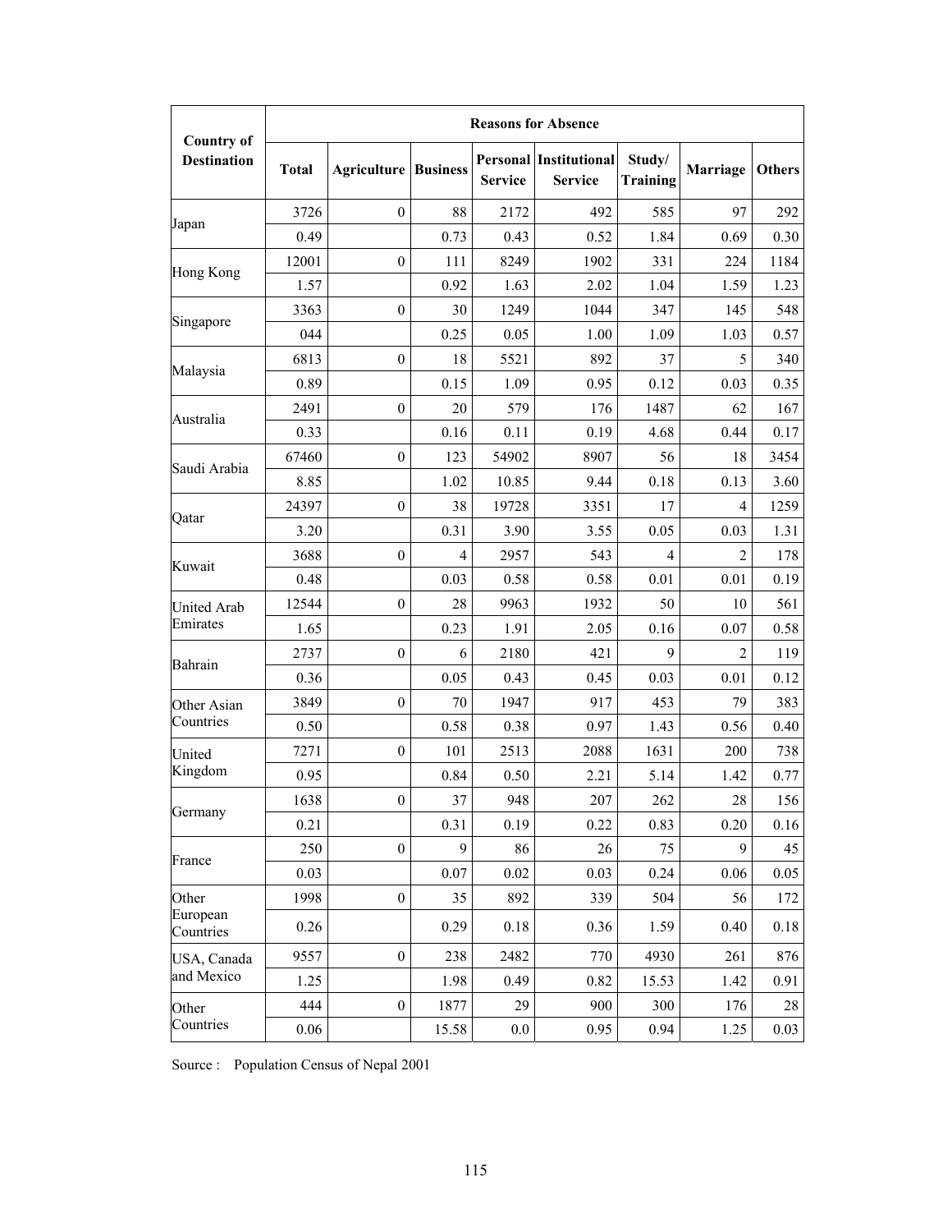| Country of Destination | Reasons for Absence | | | | | | | |
|---|---|---|---|---|---|---|---|---|
| | Total | Agriculture | Business | Personal Service | Institutional Service | Study/ Training | Marriage | Others |
| Japan | 3726 | 0 | 88 | 2172 | 492 | 585 | 97 | 292 |
| | 0.49 | | 0.73 | 0.43 | 0.52 | 1.84 | 0.69 | 0.30 |
| Hong Kong | 12001 | 0 | 111 | 8249 | 1902 | 331 | 224 | 1184 |
| | 1.57 | | 0.92 | 1.63 | 2.02 | 1.04 | 1.59 | 1.23 |
| Singapore | 3363 | 0 | 30 | 1249 | 1044 | 347 | 145 | 548 |
| | 044 | | 0.25 | 0.05 | 1.00 | 1.09 | 1.03 | 0.57 |
| Malaysia | 6813 | 0 | 18 | 5521 | 892 | 37 | 5 | 340 |
| | 0.89 | | 0.15 | 1.09 | 0.95 | 0.12 | 0.03 | 0.35 |
| Australia | 2491 | 0 | 20 | 579 | 176 | 1487 | 62 | 167 |
| | 0.33 | | 0.16 | 0.11 | 0.19 | 4.68 | 0.44 | 0.17 |
| Saudi Arabia | 67460 | 0 | 123 | 54902 | 8907 | 56 | 18 | 3454 |
| | 8.85 | | 1.02 | 10.85 | 9.44 | 0.18 | 0.13 | 3.60 |
| Qatar | 24397 | 0 | 38 | 19728 | 3351 | 17 | 4 | 1259 |
| | 3.20 | | 0.31 | 3.90 | 3.55 | 0.05 | 0.03 | 1.31 |
| Kuwait | 3688 | 0 | 4 | 2957 | 543 | 4 | 2 | 178 |
| | 0.48 | | 0.03 | 0.58 | 0.58 | 0.01 | 0.01 | 0.19 |
| United Arab Emirates | 12544 | 0 | 28 | 9963 | 1932 | 50 | 10 | 561 |
| | 1.65 | | 0.23 | 1.91 | 2.05 | 0.16 | 0.07 | 0.58 |
| Bahrain | 2737 | 0 | 6 | 2180 | 421 | 9 | 2 | 119 |
| | 0.36 | | 0.05 | 0.43 | 0.45 | 0.03 | 0.01 | 0.12 |
| Other Asian Countries | 3849 | 0 | 70 | 1947 | 917 | 453 | 79 | 383 |
| | 0.50 | | 0.58 | 0.38 | 0.97 | 1.43 | 0.56 | 0.40 |
| United Kingdom | 7271 | 0 | 101 | 2513 | 2088 | 1631 | 200 | 738 |
| | 0.95 | | 0.84 | 0.50 | 2.21 | 5.14 | 1.42 | 0.77 |
| Germany | 1638 | 0 | 37 | 948 | 207 | 262 | 28 | 156 |
| | 0.21 | | 0.31 | 0.19 | 0.22 | 0.83 | 0.20 | 0.16 |
| France | 250 | 0 | 9 | 86 | 26 | 75 | 9 | 45 |
| | 0.03 | | 0.07 | 0.02 | 0.03 | 0.24 | 0.06 | 0.05 |
| Other European Countries | 1998 | 0 | 35 | 892 | 339 | 504 | 56 | 172 |
| | 0.26 | | 0.29 | 0.18 | 0.36 | 1.59 | 0.40 | 0.18 |
| USA, Canada and Mexico | 9557 | 0 | 238 | 2482 | 770 | 4930 | 261 | 876 |
| | 1.25 | | 1.98 | 0.49 | 0.82 | 15.53 | 1.42 | 0.91 |
| Other Countries | 444 | 0 | 1877 | 29 | 900 | 300 | 176 | 28 |
| | 0.06 | | 15.58 | 0.0 | 0.95 | 0.94 | 1.25 | 0.03 |

Source : Population Census of Nepal 2001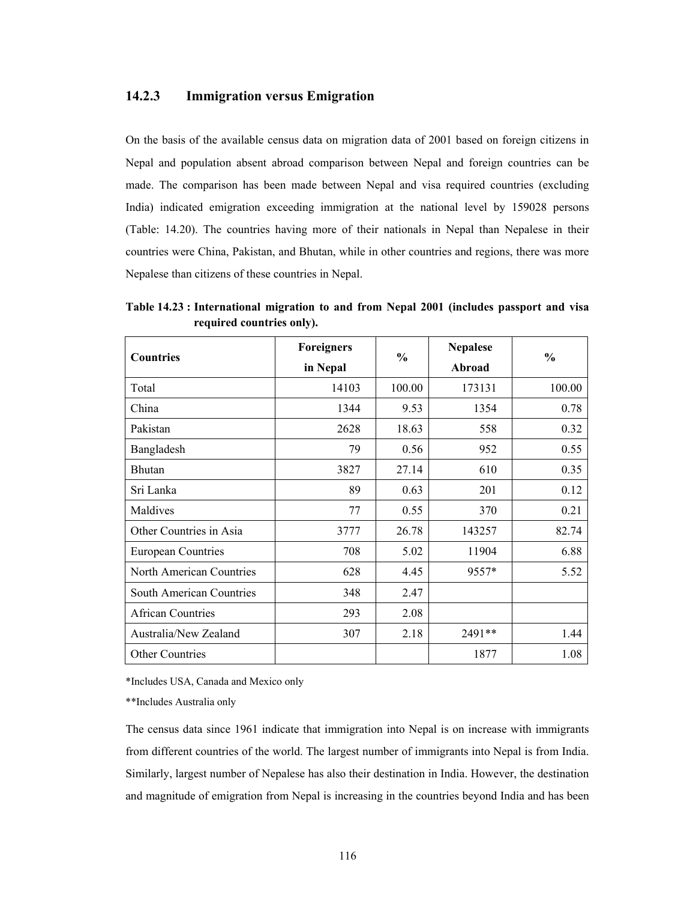### 14.2.3 Immigration versus Emigration

On the basis of the available census data on migration data of 2001 based on foreign citizens in Nepal and population absent abroad comparison between Nepal and foreign countries can be made. The comparison has been made between Nepal and visa required countries (excluding India) indicated emigration exceeding immigration at the national level by 159028 persons (Table: 14.20). The countries having more of their nationals in Nepal than Nepalese in their countries were China, Pakistan, and Bhutan, while in other countries and regions, there was more Nepalese than citizens of these countries in Nepal.

**Table 14.23 : International migration to and from Nepal 2001 (includes passport and visa required countries only).**

| Countries | Foreigners in Nepal | % | Nepalese Abroad | % |
|---|---|---|---|---|
| Total | 14103 | 100.00 | 173131 | 100.00 |
| China | 1344 | 9.53 | 1354 | 0.78 |
| Pakistan | 2628 | 18.63 | 558 | 0.32 |
| Bangladesh | 79 | 0.56 | 952 | 0.55 |
| Bhutan | 3827 | 27.14 | 610 | 0.35 |
| Sri Lanka | 89 | 0.63 | 201 | 0.12 |
| Maldives | 77 | 0.55 | 370 | 0.21 |
| Other Countries in Asia | 3777 | 26.78 | 143257 | 82.74 |
| European Countries | 708 | 5.02 | 11904 | 6.88 |
| North American Countries | 628 | 4.45 | 9557* | 5.52 |
| South American Countries | 348 | 2.47 | | |
| African Countries | 293 | 2.08 | | |
| Australia/New Zealand | 307 | 2.18 | 2491** | 1.44 |
| Other Countries | | | 1877 | 1.08 |

*Includes USA, Canada and Mexico only

**Includes Australia only

The census data since 1961 indicate that immigration into Nepal is on increase with immigrants from different countries of the world. The largest number of immigrants into Nepal is from India. Similarly, largest number of Nepalese has also their destination in India. However, the destination and magnitude of emigration from Nepal is increasing in the countries beyond India and has been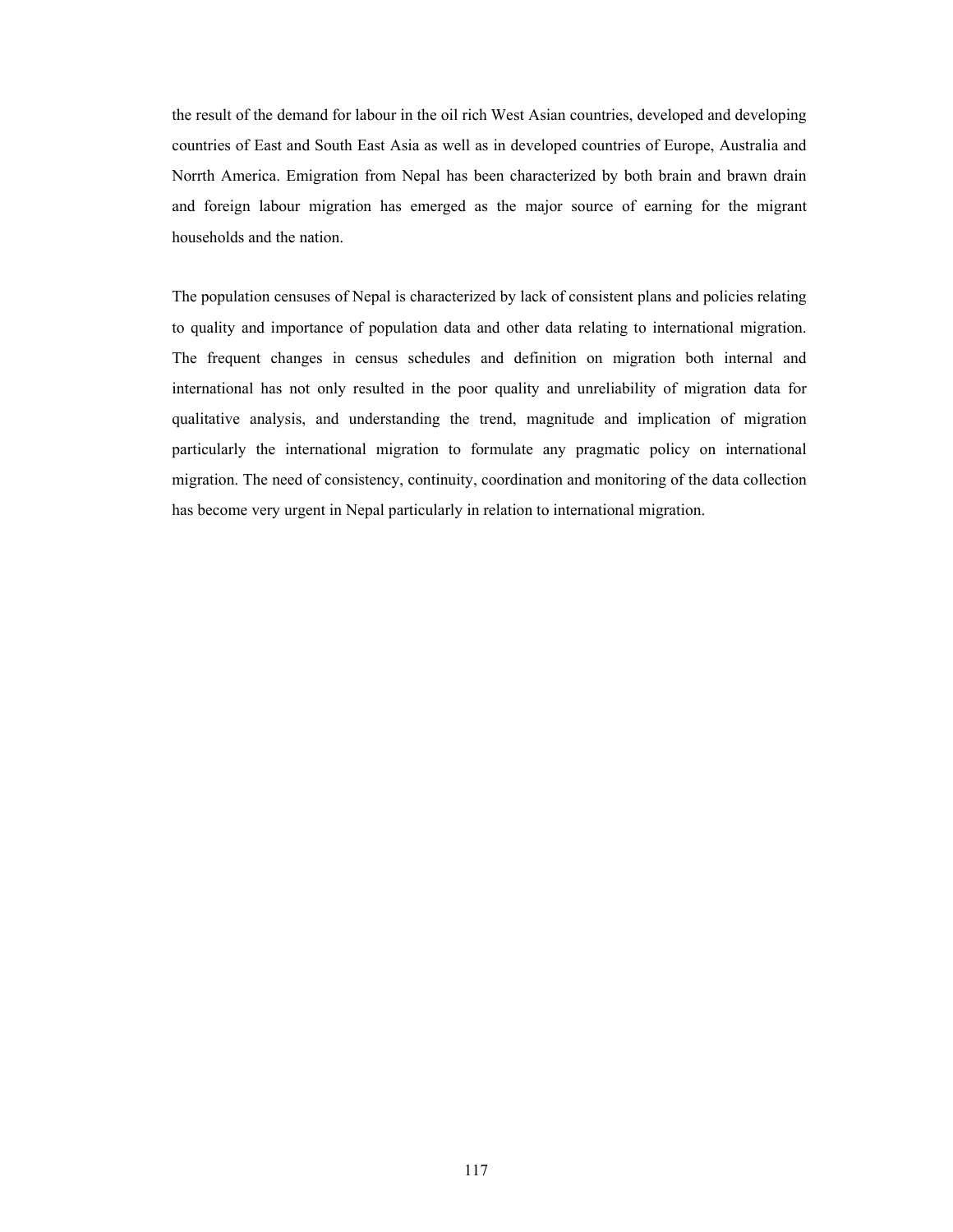the result of the demand for labour in the oil rich West Asian countries, developed and developing countries of East and South East Asia as well as in developed countries of Europe, Australia and Norrth America. Emigration from Nepal has been characterized by both brain and brawn drain and foreign labour migration has emerged as the major source of earning for the migrant households and the nation.

The population censuses of Nepal is characterized by lack of consistent plans and policies relating to quality and importance of population data and other data relating to international migration. The frequent changes in census schedules and definition on migration both internal and international has not only resulted in the poor quality and unreliability of migration data for qualitative analysis, and understanding the trend, magnitude and implication of migration particularly the international migration to formulate any pragmatic policy on international migration. The need of consistency, continuity, coordination and monitoring of the data collection has become very urgent in Nepal particularly in relation to international migration.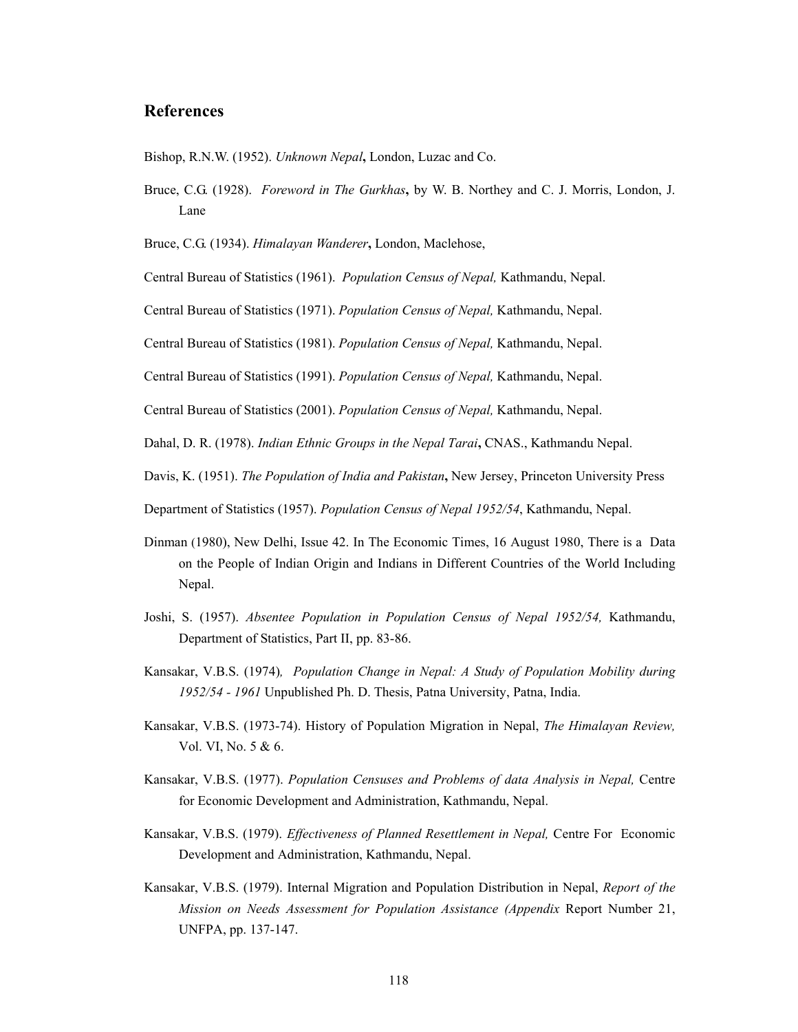## References

Bishop, R.N.W. (1952). *Unknown Nepal***,** London, Luzac and Co.

Bruce, C.G. (1928). *Foreword in The Gurkhas***,** by W. B. Northey and C. J. Morris, London, J. Lane

Bruce, C.G. (1934). *Himalayan Wanderer***,** London, Maclehose,

Central Bureau of Statistics (1961). *Population Census of Nepal,* Kathmandu, Nepal.

Central Bureau of Statistics (1971). *Population Census of Nepal,* Kathmandu, Nepal.

Central Bureau of Statistics (1981). *Population Census of Nepal,* Kathmandu, Nepal.

Central Bureau of Statistics (1991). *Population Census of Nepal,* Kathmandu, Nepal.

Central Bureau of Statistics (2001). *Population Census of Nepal,* Kathmandu, Nepal.

Dahal, D. R. (1978). *Indian Ethnic Groups in the Nepal Tarai***,** CNAS., Kathmandu Nepal.

Davis, K. (1951). *The Population of India and Pakistan***,** New Jersey, Princeton University Press

Department of Statistics (1957). *Population Census of Nepal 1952/54*, Kathmandu, Nepal.

Dinman (1980), New Delhi, Issue 42. In The Economic Times, 16 August 1980, There is a Data on the People of Indian Origin and Indians in Different Countries of the World Including Nepal.

Joshi, S. (1957). *Absentee Population in Population Census of Nepal 1952/54,* Kathmandu, Department of Statistics, Part II, pp. 83-86.

Kansakar, V.B.S. (1974)*, Population Change in Nepal: A Study of Population Mobility during 1952/54 - 1961* Unpublished Ph. D. Thesis, Patna University, Patna, India.

Kansakar, V.B.S. (1973-74). History of Population Migration in Nepal, *The Himalayan Review,* Vol. VI, No. 5 & 6.

Kansakar, V.B.S. (1977). *Population Censuses and Problems of data Analysis in Nepal,* Centre for Economic Development and Administration, Kathmandu, Nepal.

Kansakar, V.B.S. (1979). *Effectiveness of Planned Resettlement in Nepal,* Centre For Economic Development and Administration, Kathmandu, Nepal.

Kansakar, V.B.S. (1979). Internal Migration and Population Distribution in Nepal, *Report of the Mission on Needs Assessment for Population Assistance (Appendix* Report Number 21, UNFPA, pp. 137-147.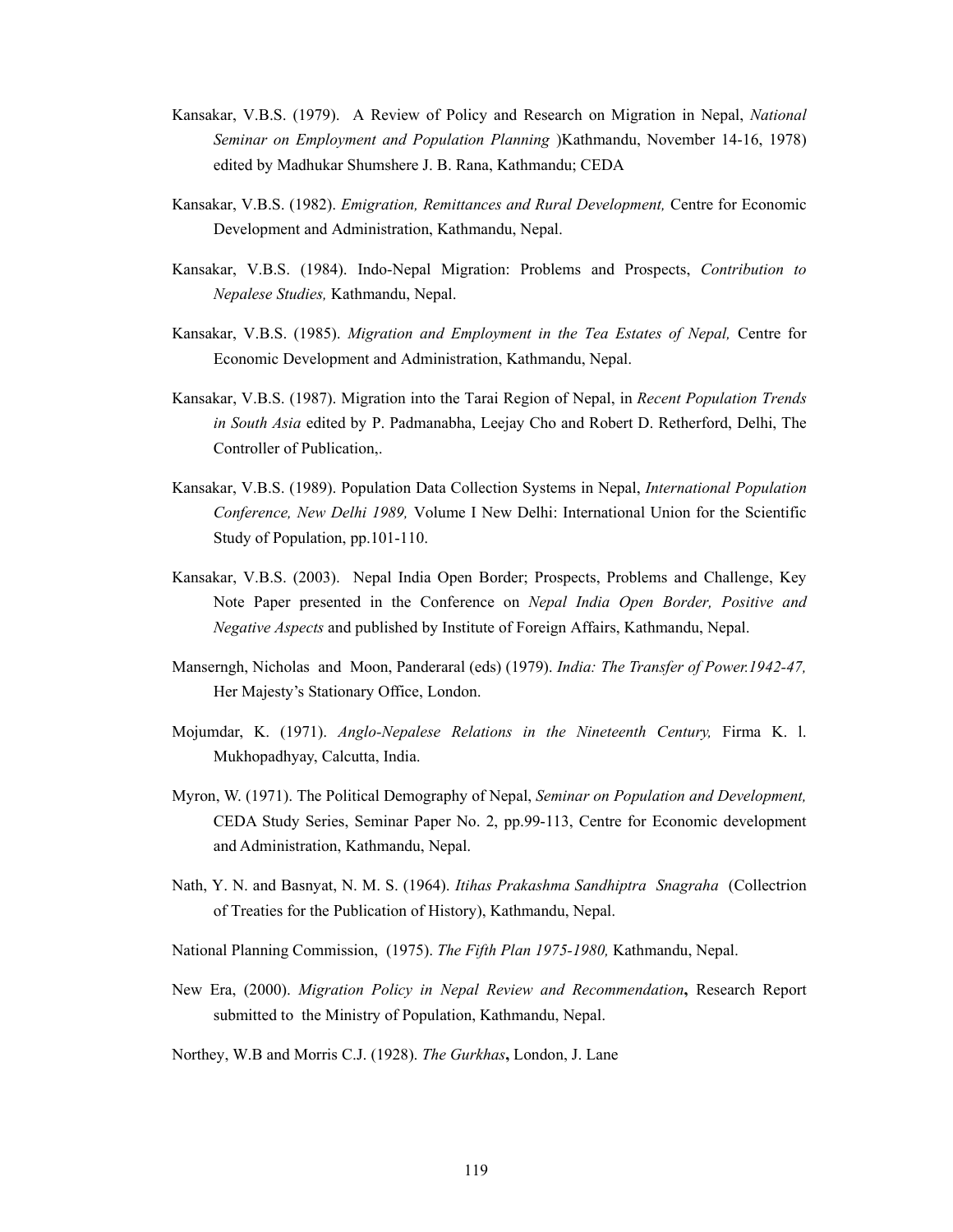Kansakar, V.B.S. (1979). A Review of Policy and Research on Migration in Nepal, *National Seminar on Employment and Population Planning* )Kathmandu, November 14-16, 1978) edited by Madhukar Shumshere J. B. Rana, Kathmandu; CEDA

Kansakar, V.B.S. (1982). *Emigration, Remittances and Rural Development,* Centre for Economic Development and Administration, Kathmandu, Nepal.

Kansakar, V.B.S. (1984). Indo-Nepal Migration: Problems and Prospects, *Contribution to Nepalese Studies,* Kathmandu, Nepal.

Kansakar, V.B.S. (1985). *Migration and Employment in the Tea Estates of Nepal,* Centre for Economic Development and Administration, Kathmandu, Nepal.

Kansakar, V.B.S. (1987). Migration into the Tarai Region of Nepal, in *Recent Population Trends in South Asia* edited by P. Padmanabha, Leejay Cho and Robert D. Retherford, Delhi, The Controller of Publication,.

Kansakar, V.B.S. (1989). Population Data Collection Systems in Nepal, *International Population Conference, New Delhi 1989,* Volume I New Delhi: International Union for the Scientific Study of Population, pp.101-110.

Kansakar, V.B.S. (2003). Nepal India Open Border; Prospects, Problems and Challenge, Key Note Paper presented in the Conference on *Nepal India Open Border, Positive and Negative Aspects* and published by Institute of Foreign Affairs, Kathmandu, Nepal.

Manserngh, Nicholas and Moon, Panderaral (eds) (1979). *India: The Transfer of Power.1942-47,* Her Majesty's Stationary Office, London.

Mojumdar, K. (1971). *Anglo-Nepalese Relations in the Nineteenth Century,* Firma K. l. Mukhopadhyay, Calcutta, India.

Myron, W. (1971). The Political Demography of Nepal, *Seminar on Population and Development,* CEDA Study Series, Seminar Paper No. 2, pp.99-113, Centre for Economic development and Administration, Kathmandu, Nepal.

Nath, Y. N. and Basnyat, N. M. S. (1964). *Itihas Prakashma Sandhiptra Snagraha* (Collectrion of Treaties for the Publication of History), Kathmandu, Nepal.

National Planning Commission, (1975). *The Fifth Plan 1975-1980,* Kathmandu, Nepal.

New Era, (2000). *Migration Policy in Nepal Review and Recommendation***,** Research Report submitted to the Ministry of Population, Kathmandu, Nepal.

Northey, W.B and Morris C.J. (1928). *The Gurkhas***,** London, J. Lane